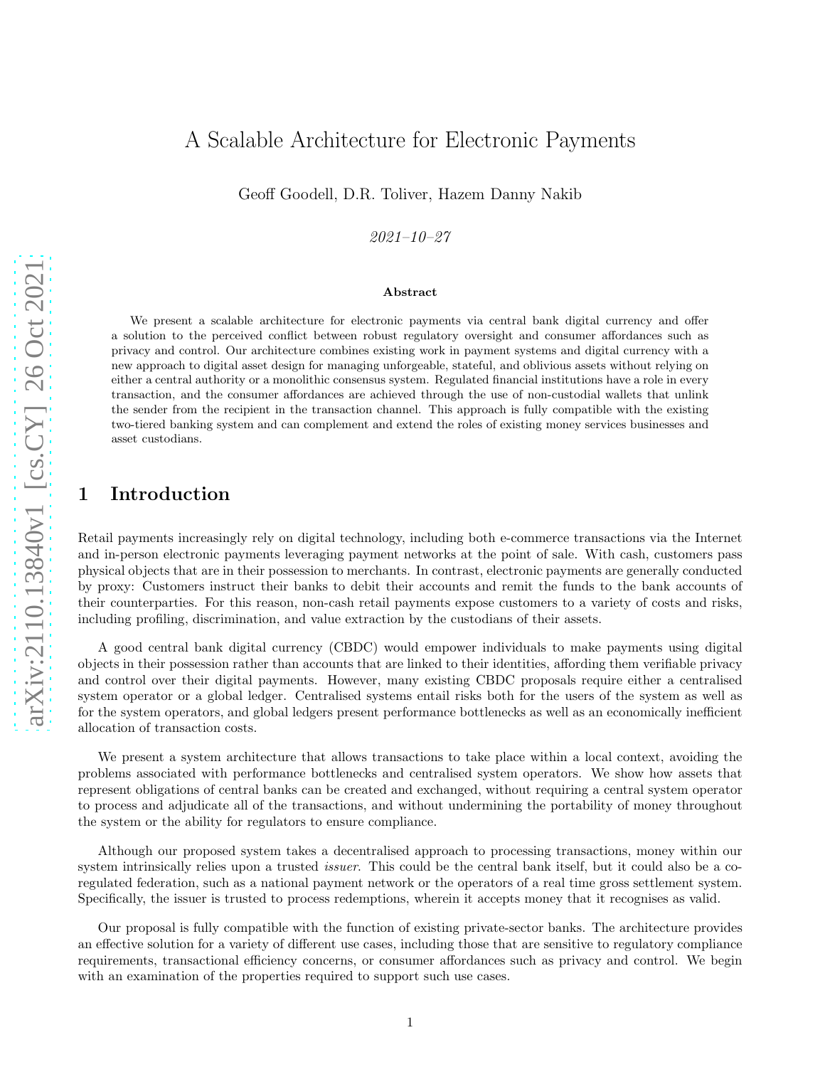# A Scalable Architecture for Electronic Payments

Geoff Goodell, D.R. Toliver, Hazem Danny Nakib

*2021–10–27*

**Abstract**

We present a scalable architecture for electronic payments via central bank digital currency and offer a solution to the perceived conflict between robust regulatory oversight and consumer affordances such as privacy and control. Our architecture combines existing work in payment systems and digital currency with a new approach to digital asset design for managing unforgeable, stateful, and oblivious assets without relying on either a central authority or a monolithic consensus system. Regulated financial institutions have a role in every transaction, and the consumer affordances are achieved through the use of non-custodial wallets that unlink the sender from the recipient in the transaction channel. This approach is fully compatible with the existing two-tiered banking system and can complement and extend the roles of existing money services businesses and asset custodians.

## 1 Introduction

Retail payments increasingly rely on digital technology, including both e-commerce transactions via the Internet and in-person electronic payments leveraging payment networks at the point of sale. With cash, customers pass physical objects that are in their possession to merchants. In contrast, electronic payments are generally conducted by proxy: Customers instruct their banks to debit their accounts and remit the funds to the bank accounts of their counterparties. For this reason, non-cash retail payments expose customers to a variety of costs and risks, including profiling, discrimination, and value extraction by the custodians of their assets.

A good central bank digital currency (CBDC) would empower individuals to make payments using digital objects in their possession rather than accounts that are linked to their identities, affording them verifiable privacy and control over their digital payments. However, many existing CBDC proposals require either a centralised system operator or a global ledger. Centralised systems entail risks both for the users of the system as well as for the system operators, and global ledgers present performance bottlenecks as well as an economically inefficient allocation of transaction costs.

We present a system architecture that allows transactions to take place within a local context, avoiding the problems associated with performance bottlenecks and centralised system operators. We show how assets that represent obligations of central banks can be created and exchanged, without requiring a central system operator to process and adjudicate all of the transactions, and without undermining the portability of money throughout the system or the ability for regulators to ensure compliance.

Although our proposed system takes a decentralised approach to processing transactions, money within our system intrinsically relies upon a trusted *issuer*. This could be the central bank itself, but it could also be a co-regulated federation, such as a national payment network or the operators of a real time gross settlement system. Specifically, the issuer is trusted to process redemptions, wherein it accepts money that it recognises as valid.

Our proposal is fully compatible with the function of existing private-sector banks. The architecture provides an effective solution for a variety of different use cases, including those that are sensitive to regulatory compliance requirements, transactional efficiency concerns, or consumer affordances such as privacy and control. We begin with an examination of the properties required to support such use cases.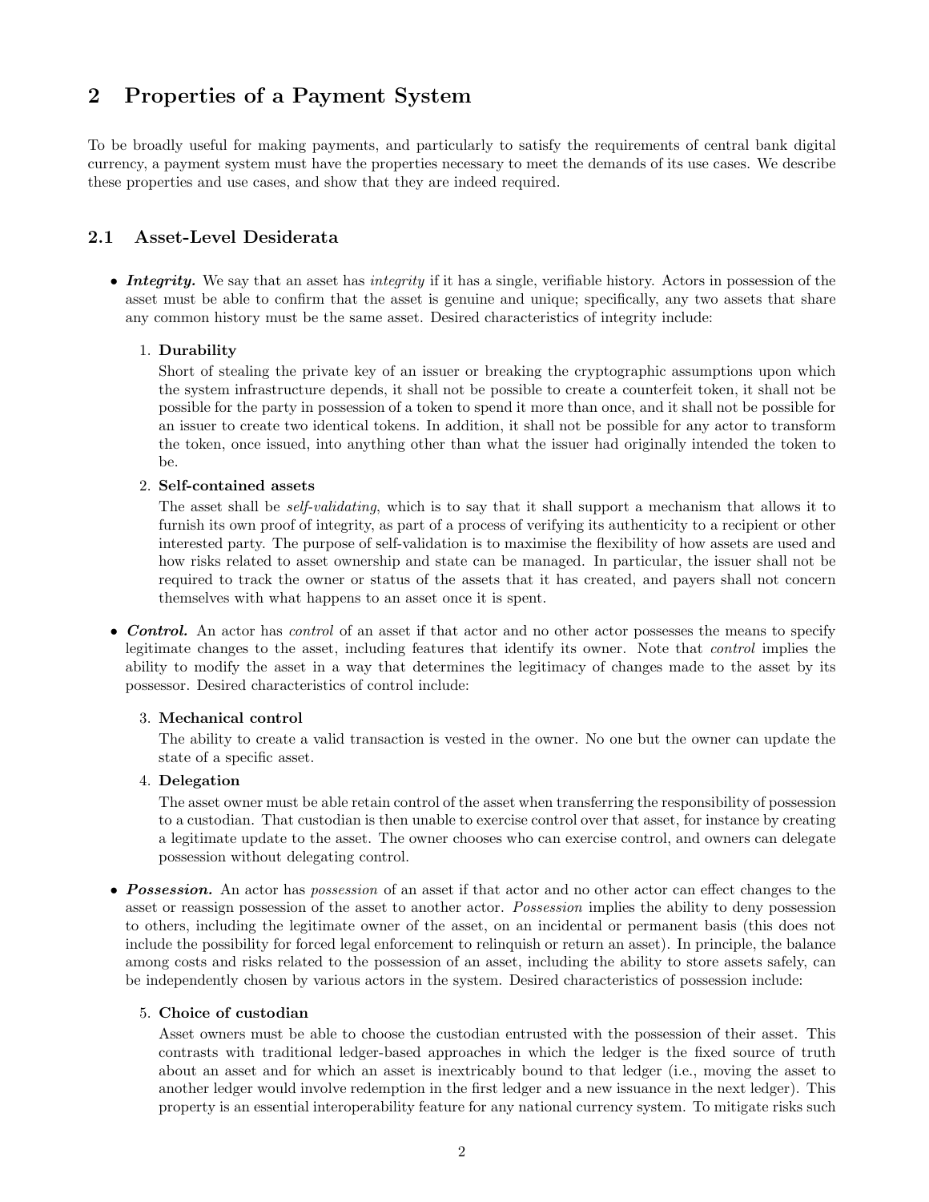## 2 Properties of a Payment System

To be broadly useful for making payments, and particularly to satisfy the requirements of central bank digital currency, a payment system must have the properties necessary to meet the demands of its use cases. We describe these properties and use cases, and show that they are indeed required.

### 2.1 Asset-Level Desiderata

- ***Integrity.*** We say that an asset has *integrity* if it has a single, verifiable history. Actors in possession of the asset must be able to confirm that the asset is genuine and unique; specifically, any two assets that share any common history must be the same asset. Desired characteristics of integrity include:

  1. **Durability**
     Short of stealing the private key of an issuer or breaking the cryptographic assumptions upon which the system infrastructure depends, it shall not be possible to create a counterfeit token, it shall not be possible for the party in possession of a token to spend it more than once, and it shall not be possible for an issuer to create two identical tokens. In addition, it shall not be possible for any actor to transform the token, once issued, into anything other than what the issuer had originally intended the token to be.

  2. **Self-contained assets**
     The asset shall be *self-validating*, which is to say that it shall support a mechanism that allows it to furnish its own proof of integrity, as part of a process of verifying its authenticity to a recipient or other interested party. The purpose of self-validation is to maximise the flexibility of how assets are used and how risks related to asset ownership and state can be managed. In particular, the issuer shall not be required to track the owner or status of the assets that it has created, and payers shall not concern themselves with what happens to an asset once it is spent.

- ***Control.*** An actor has *control* of an asset if that actor and no other actor possesses the means to specify legitimate changes to the asset, including features that identify its owner. Note that *control* implies the ability to modify the asset in a way that determines the legitimacy of changes made to the asset by its possessor. Desired characteristics of control include:

  3. **Mechanical control**
     The ability to create a valid transaction is vested in the owner. No one but the owner can update the state of a specific asset.

  4. **Delegation**
     The asset owner must be able retain control of the asset when transferring the responsibility of possession to a custodian. That custodian is then unable to exercise control over that asset, for instance by creating a legitimate update to the asset. The owner chooses who can exercise control, and owners can delegate possession without delegating control.

- ***Possession.*** An actor has *possession* of an asset if that actor and no other actor can effect changes to the asset or reassign possession of the asset to another actor. *Possession* implies the ability to deny possession to others, including the legitimate owner of the asset, on an incidental or permanent basis (this does not include the possibility for forced legal enforcement to relinquish or return an asset). In principle, the balance among costs and risks related to the possession of an asset, including the ability to store assets safely, can be independently chosen by various actors in the system. Desired characteristics of possession include:

  5. **Choice of custodian**
     Asset owners must be able to choose the custodian entrusted with the possession of their asset. This contrasts with traditional ledger-based approaches in which the ledger is the fixed source of truth about an asset and for which an asset is inextricably bound to that ledger (i.e., moving the asset to another ledger would involve redemption in the first ledger and a new issuance in the next ledger). This property is an essential interoperability feature for any national currency system. To mitigate risks such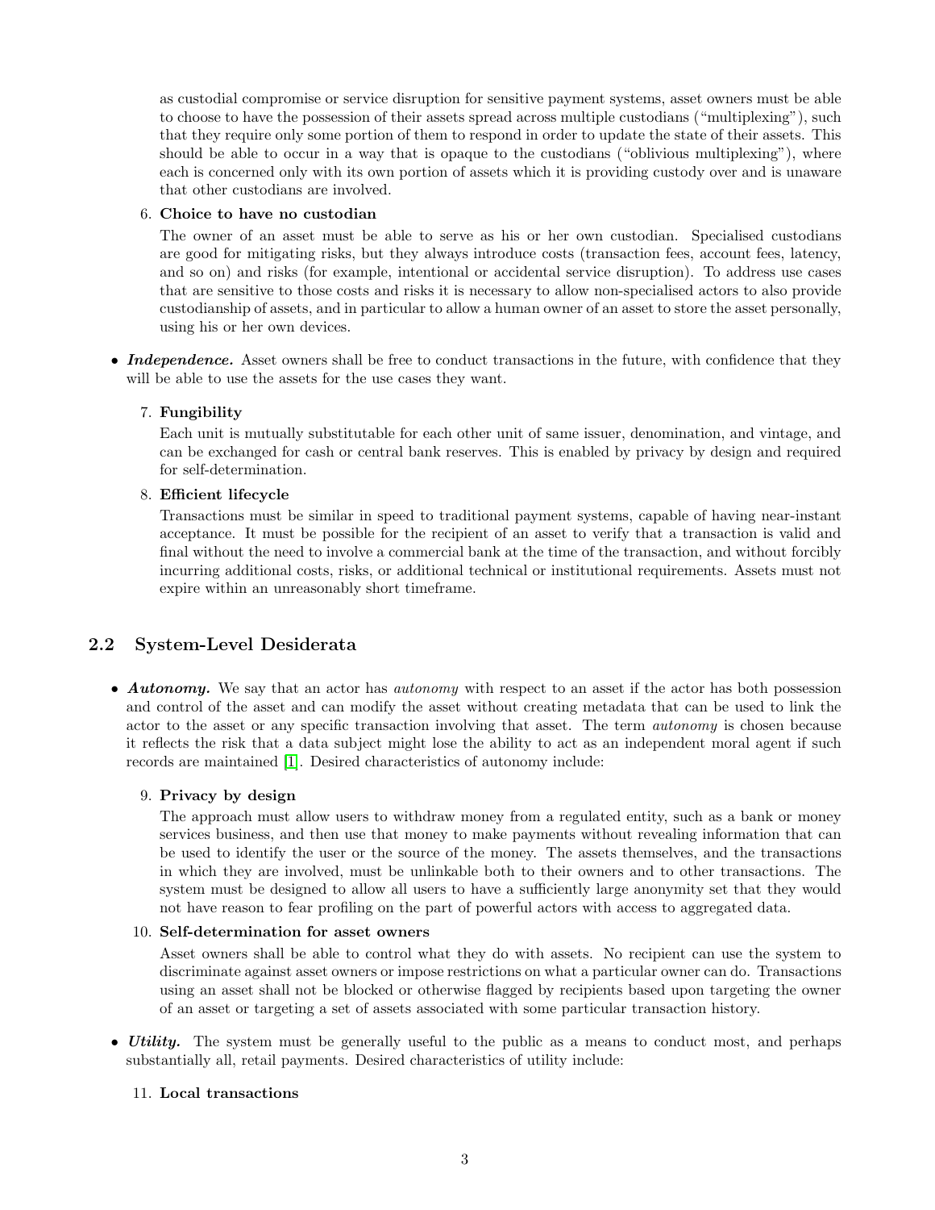as custodial compromise or service disruption for sensitive payment systems, asset owners must be able to choose to have the possession of their assets spread across multiple custodians ("multiplexing"), such that they require only some portion of them to respond in order to update the state of their assets. This should be able to occur in a way that is opaque to the custodians ("oblivious multiplexing"), where each is concerned only with its own portion of assets which it is providing custody over and is unaware that other custodians are involved.

6. **Choice to have no custodian**

   The owner of an asset must be able to serve as his or her own custodian. Specialised custodians are good for mitigating risks, but they always introduce costs (transaction fees, account fees, latency, and so on) and risks (for example, intentional or accidental service disruption). To address use cases that are sensitive to those costs and risks it is necessary to allow non-specialised actors to also provide custodianship of assets, and in particular to allow a human owner of an asset to store the asset personally, using his or her own devices.

- ***Independence.*** Asset owners shall be free to conduct transactions in the future, with confidence that they will be able to use the assets for the use cases they want.

7. **Fungibility**

   Each unit is mutually substitutable for each other unit of same issuer, denomination, and vintage, and can be exchanged for cash or central bank reserves. This is enabled by privacy by design and required for self-determination.

8. **Efficient lifecycle**

   Transactions must be similar in speed to traditional payment systems, capable of having near-instant acceptance. It must be possible for the recipient of an asset to verify that a transaction is valid and final without the need to involve a commercial bank at the time of the transaction, and without forcibly incurring additional costs, risks, or additional technical or institutional requirements. Assets must not expire within an unreasonably short timeframe.

## 2.2 System-Level Desiderata

- ***Autonomy.*** We say that an actor has *autonomy* with respect to an asset if the actor has both possession and control of the asset and can modify the asset without creating metadata that can be used to link the actor to the asset or any specific transaction involving that asset. The term *autonomy* is chosen because it reflects the risk that a data subject might lose the ability to act as an independent moral agent if such records are maintained [1]. Desired characteristics of autonomy include:

9. **Privacy by design**

   The approach must allow users to withdraw money from a regulated entity, such as a bank or money services business, and then use that money to make payments without revealing information that can be used to identify the user or the source of the money. The assets themselves, and the transactions in which they are involved, must be unlinkable both to their owners and to other transactions. The system must be designed to allow all users to have a sufficiently large anonymity set that they would not have reason to fear profiling on the part of powerful actors with access to aggregated data.

10. **Self-determination for asset owners**

    Asset owners shall be able to control what they do with assets. No recipient can use the system to discriminate against asset owners or impose restrictions on what a particular owner can do. Transactions using an asset shall not be blocked or otherwise flagged by recipients based upon targeting the owner of an asset or targeting a set of assets associated with some particular transaction history.

- ***Utility.*** The system must be generally useful to the public as a means to conduct most, and perhaps substantially all, retail payments. Desired characteristics of utility include:

11. **Local transactions**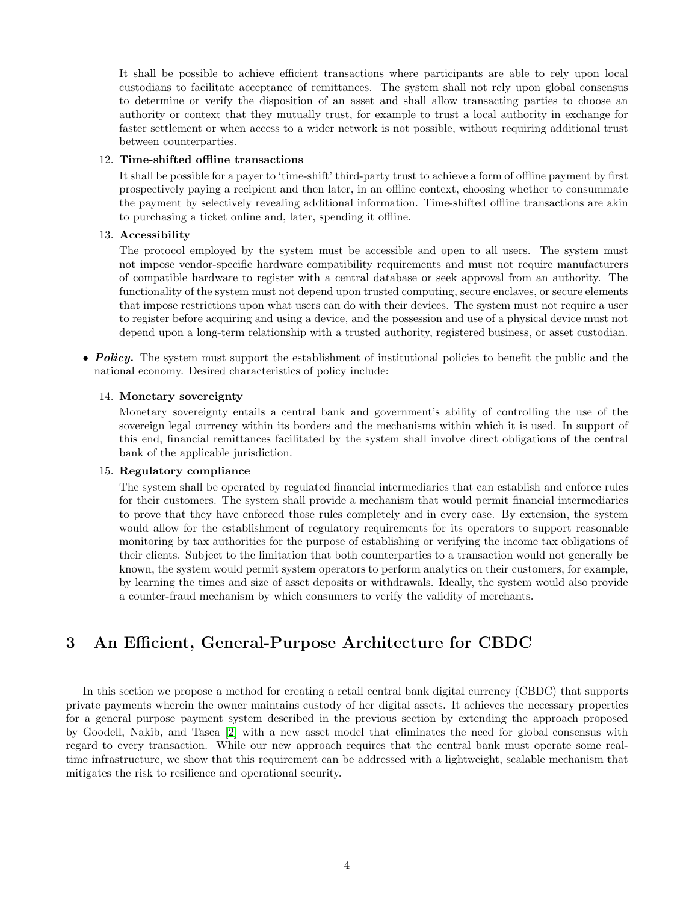It shall be possible to achieve efficient transactions where participants are able to rely upon local custodians to facilitate acceptance of remittances. The system shall not rely upon global consensus to determine or verify the disposition of an asset and shall allow transacting parties to choose an authority or context that they mutually trust, for example to trust a local authority in exchange for faster settlement or when access to a wider network is not possible, without requiring additional trust between counterparties.

12. **Time-shifted offline transactions**

    It shall be possible for a payer to 'time-shift' third-party trust to achieve a form of offline payment by first prospectively paying a recipient and then later, in an offline context, choosing whether to consummate the payment by selectively revealing additional information. Time-shifted offline transactions are akin to purchasing a ticket online and, later, spending it offline.

13. **Accessibility**

    The protocol employed by the system must be accessible and open to all users. The system must not impose vendor-specific hardware compatibility requirements and must not require manufacturers of compatible hardware to register with a central database or seek approval from an authority. The functionality of the system must not depend upon trusted computing, secure enclaves, or secure elements that impose restrictions upon what users can do with their devices. The system must not require a user to register before acquiring and using a device, and the possession and use of a physical device must not depend upon a long-term relationship with a trusted authority, registered business, or asset custodian.

- ***Policy.*** The system must support the establishment of institutional policies to benefit the public and the national economy. Desired characteristics of policy include:

14. **Monetary sovereignty**

    Monetary sovereignty entails a central bank and government's ability of controlling the use of the sovereign legal currency within its borders and the mechanisms within which it is used. In support of this end, financial remittances facilitated by the system shall involve direct obligations of the central bank of the applicable jurisdiction.

15. **Regulatory compliance**

    The system shall be operated by regulated financial intermediaries that can establish and enforce rules for their customers. The system shall provide a mechanism that would permit financial intermediaries to prove that they have enforced those rules completely and in every case. By extension, the system would allow for the establishment of regulatory requirements for its operators to support reasonable monitoring by tax authorities for the purpose of establishing or verifying the income tax obligations of their clients. Subject to the limitation that both counterparties to a transaction would not generally be known, the system would permit system operators to perform analytics on their customers, for example, by learning the times and size of asset deposits or withdrawals. Ideally, the system would also provide a counter-fraud mechanism by which consumers to verify the validity of merchants.

# 3 An Efficient, General-Purpose Architecture for CBDC

In this section we propose a method for creating a retail central bank digital currency (CBDC) that supports private payments wherein the owner maintains custody of her digital assets. It achieves the necessary properties for a general purpose payment system described in the previous section by extending the approach proposed by Goodell, Nakib, and Tasca [2] with a new asset model that eliminates the need for global consensus with regard to every transaction. While our new approach requires that the central bank must operate some real-time infrastructure, we show that this requirement can be addressed with a lightweight, scalable mechanism that mitigates the risk to resilience and operational security.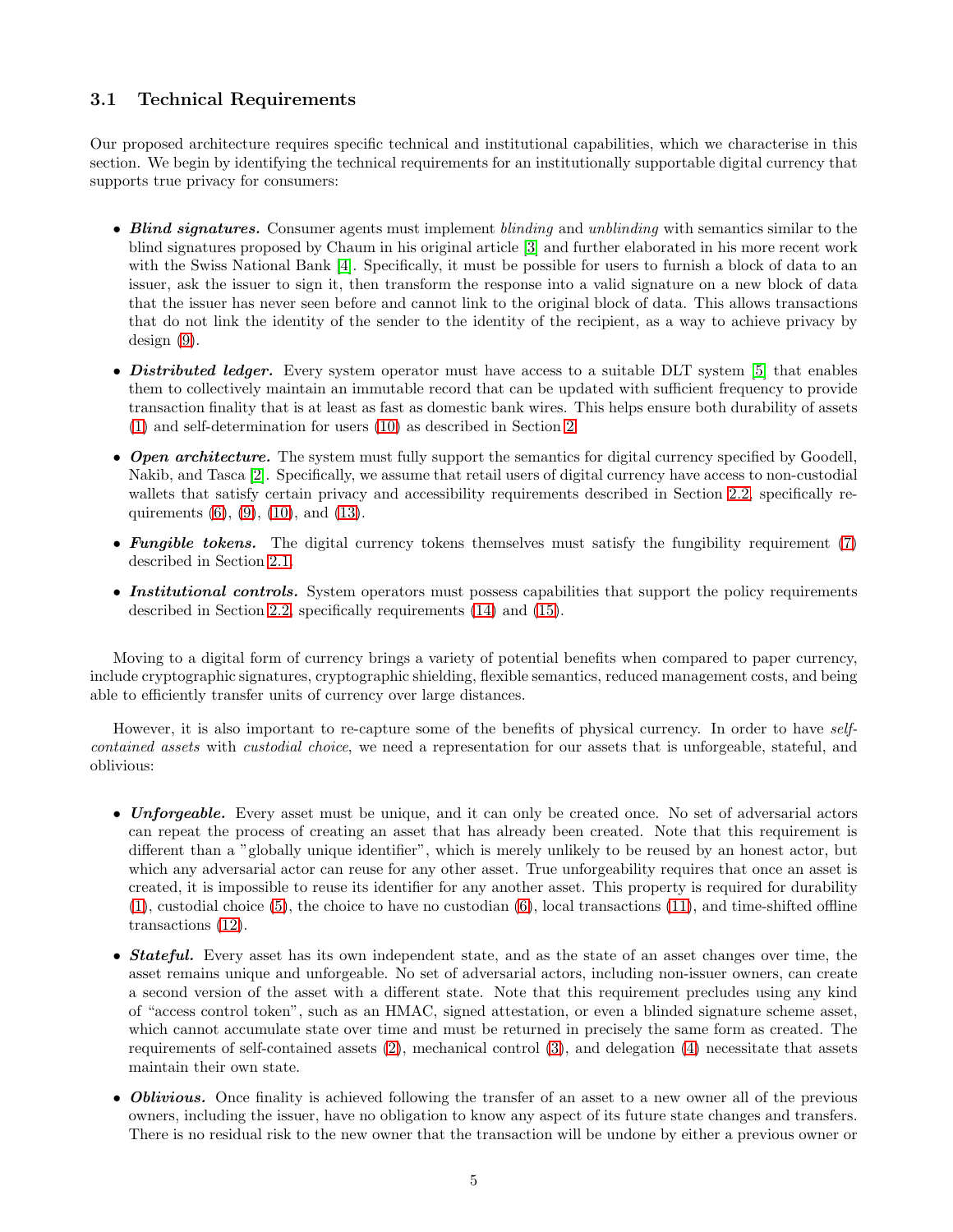### 3.1 Technical Requirements

Our proposed architecture requires specific technical and institutional capabilities, which we characterise in this section. We begin by identifying the technical requirements for an institutionally supportable digital currency that supports true privacy for consumers:

- ***Blind signatures.*** Consumer agents must implement *blinding* and *unblinding* with semantics similar to the blind signatures proposed by Chaum in his original article [3] and further elaborated in his more recent work with the Swiss National Bank [4]. Specifically, it must be possible for users to furnish a block of data to an issuer, ask the issuer to sign it, then transform the response into a valid signature on a new block of data that the issuer has never seen before and cannot link to the original block of data. This allows transactions that do not link the identity of the sender to the identity of the recipient, as a way to achieve privacy by design (9).
- ***Distributed ledger.*** Every system operator must have access to a suitable DLT system [5] that enables them to collectively maintain an immutable record that can be updated with sufficient frequency to provide transaction finality that is at least as fast as domestic bank wires. This helps ensure both durability of assets (1) and self-determination for users (10) as described in Section 2.
- ***Open architecture.*** The system must fully support the semantics for digital currency specified by Goodell, Nakib, and Tasca [2]. Specifically, we assume that retail users of digital currency have access to non-custodial wallets that satisfy certain privacy and accessibility requirements described in Section 2.2, specifically requirements (6), (9), (10), and (13).
- ***Fungible tokens.*** The digital currency tokens themselves must satisfy the fungibility requirement (7) described in Section 2.1.
- ***Institutional controls.*** System operators must possess capabilities that support the policy requirements described in Section 2.2, specifically requirements (14) and (15).

Moving to a digital form of currency brings a variety of potential benefits when compared to paper currency, include cryptographic signatures, cryptographic shielding, flexible semantics, reduced management costs, and being able to efficiently transfer units of currency over large distances.

However, it is also important to re-capture some of the benefits of physical currency. In order to have *self-contained assets* with *custodial choice*, we need a representation for our assets that is unforgeable, stateful, and oblivious:

- ***Unforgeable.*** Every asset must be unique, and it can only be created once. No set of adversarial actors can repeat the process of creating an asset that has already been created. Note that this requirement is different than a "globally unique identifier", which is merely unlikely to be reused by an honest actor, but which any adversarial actor can reuse for any other asset. True unforgeability requires that once an asset is created, it is impossible to reuse its identifier for any another asset. This property is required for durability (1), custodial choice (5), the choice to have no custodian (6), local transactions (11), and time-shifted offline transactions (12).
- ***Stateful.*** Every asset has its own independent state, and as the state of an asset changes over time, the asset remains unique and unforgeable. No set of adversarial actors, including non-issuer owners, can create a second version of the asset with a different state. Note that this requirement precludes using any kind of "access control token", such as an HMAC, signed attestation, or even a blinded signature scheme asset, which cannot accumulate state over time and must be returned in precisely the same form as created. The requirements of self-contained assets (2), mechanical control (3), and delegation (4) necessitate that assets maintain their own state.
- ***Oblivious.*** Once finality is achieved following the transfer of an asset to a new owner all of the previous owners, including the issuer, have no obligation to know any aspect of its future state changes and transfers. There is no residual risk to the new owner that the transaction will be undone by either a previous owner or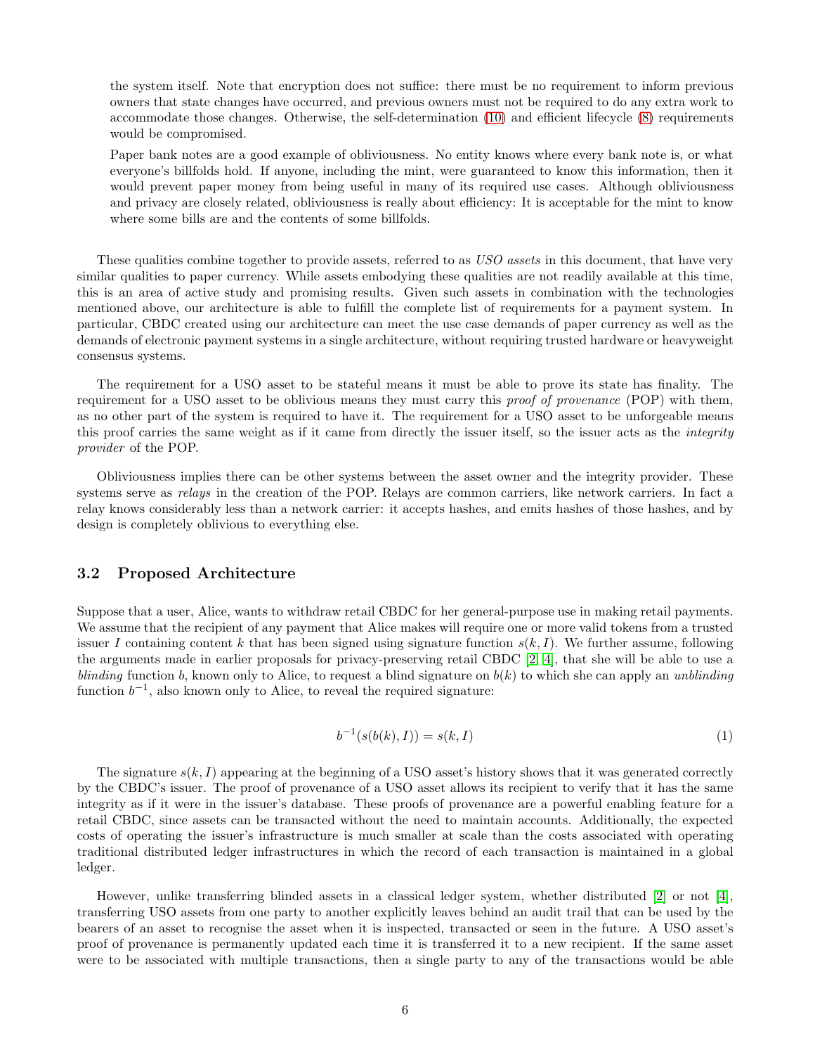the system itself. Note that encryption does not suffice: there must be no requirement to inform previous owners that state changes have occurred, and previous owners must not be required to do any extra work to accommodate those changes. Otherwise, the self-determination (10) and efficient lifecycle (8) requirements would be compromised.

Paper bank notes are a good example of obliviousness. No entity knows where every bank note is, or what everyone's billfolds hold. If anyone, including the mint, were guaranteed to know this information, then it would prevent paper money from being useful in many of its required use cases. Although obliviousness and privacy are closely related, obliviousness is really about efficiency: It is acceptable for the mint to know where some bills are and the contents of some billfolds.

These qualities combine together to provide assets, referred to as *USO assets* in this document, that have very similar qualities to paper currency. While assets embodying these qualities are not readily available at this time, this is an area of active study and promising results. Given such assets in combination with the technologies mentioned above, our architecture is able to fulfill the complete list of requirements for a payment system. In particular, CBDC created using our architecture can meet the use case demands of paper currency as well as the demands of electronic payment systems in a single architecture, without requiring trusted hardware or heavyweight consensus systems.

The requirement for a USO asset to be stateful means it must be able to prove its state has finality. The requirement for a USO asset to be oblivious means they must carry this *proof of provenance* (POP) with them, as no other part of the system is required to have it. The requirement for a USO asset to be unforgeable means this proof carries the same weight as if it came from directly the issuer itself, so the issuer acts as the *integrity provider* of the POP.

Obliviousness implies there can be other systems between the asset owner and the integrity provider. These systems serve as *relays* in the creation of the POP. Relays are common carriers, like network carriers. In fact a relay knows considerably less than a network carrier: it accepts hashes, and emits hashes of those hashes, and by design is completely oblivious to everything else.

### 3.2 Proposed Architecture

Suppose that a user, Alice, wants to withdraw retail CBDC for her general-purpose use in making retail payments. We assume that the recipient of any payment that Alice makes will require one or more valid tokens from a trusted issuer $I$ containing content $k$ that has been signed using signature function $s(k, I)$. We further assume, following the arguments made in earlier proposals for privacy-preserving retail CBDC [2, 4], that she will be able to use a *blinding* function $b$, known only to Alice, to request a blind signature on $b(k)$ to which she can apply an *unblinding* function $b^{-1}$, also known only to Alice, to reveal the required signature:

$$b^{-1}(s(b(k), I)) = s(k, I) \tag{1}$$

The signature $s(k, I)$ appearing at the beginning of a USO asset's history shows that it was generated correctly by the CBDC's issuer. The proof of provenance of a USO asset allows its recipient to verify that it has the same integrity as if it were in the issuer's database. These proofs of provenance are a powerful enabling feature for a retail CBDC, since assets can be transacted without the need to maintain accounts. Additionally, the expected costs of operating the issuer's infrastructure is much smaller at scale than the costs associated with operating traditional distributed ledger infrastructures in which the record of each transaction is maintained in a global ledger.

However, unlike transferring blinded assets in a classical ledger system, whether distributed [2] or not [4], transferring USO assets from one party to another explicitly leaves behind an audit trail that can be used by the bearers of an asset to recognise the asset when it is inspected, transacted or seen in the future. A USO asset's proof of provenance is permanently updated each time it is transferred it to a new recipient. If the same asset were to be associated with multiple transactions, then a single party to any of the transactions would be able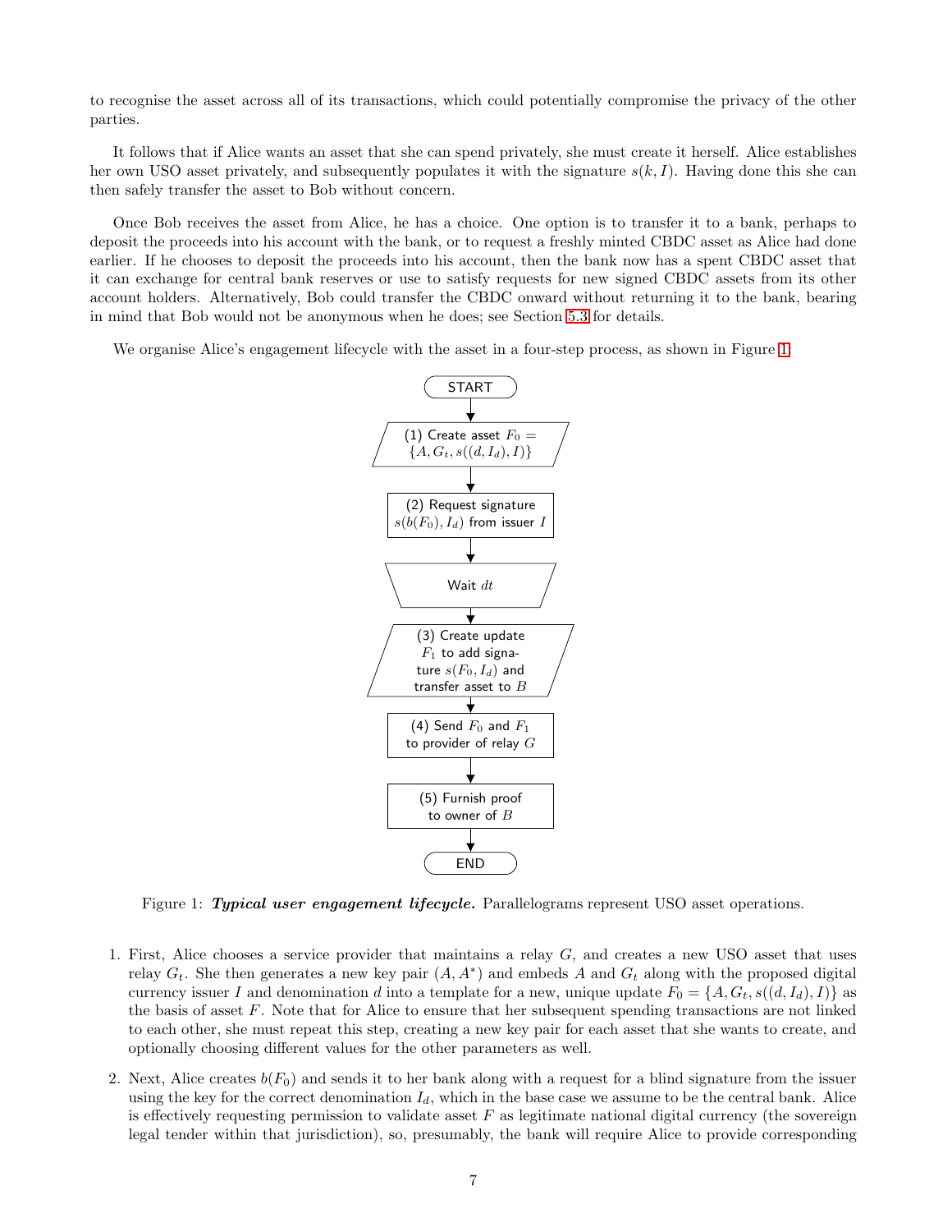to recognise the asset across all of its transactions, which could potentially compromise the privacy of the other parties.

It follows that if Alice wants an asset that she can spend privately, she must create it herself. Alice establishes her own USO asset privately, and subsequently populates it with the signature $s(k, I)$. Having done this she can then safely transfer the asset to Bob without concern.

Once Bob receives the asset from Alice, he has a choice. One option is to transfer it to a bank, perhaps to deposit the proceeds into his account with the bank, or to request a freshly minted CBDC asset as Alice had done earlier. If he chooses to deposit the proceeds into his account, then the bank now has a spent CBDC asset that it can exchange for central bank reserves or use to satisfy requests for new signed CBDC assets from its other account holders. Alternatively, Bob could transfer the CBDC onward without returning it to the bank, bearing in mind that Bob would not be anonymous when he does; see Section 5.3 for details.

We organise Alice's engagement lifecycle with the asset in a four-step process, as shown in Figure 1.

START

(1) Create asset $F_0 = \{A, G_t, s((d, I_d), I)\}$

(2) Request signature $s(b(F_0), I_d)$ from issuer $I$

Wait $dt$

(3) Create update $F_1$ to add signature $s(F_0, I_d)$ and transfer asset to $B$

(4) Send $F_0$ and $F_1$ to provider of relay $G$

(5) Furnish proof to owner of $B$

END

Figure 1: ***Typical user engagement lifecycle.*** Parallelograms represent USO asset operations.

1. First, Alice chooses a service provider that maintains a relay $G$, and creates a new USO asset that uses relay $G_t$. She then generates a new key pair $(A, A^*)$ and embeds $A$ and $G_t$ along with the proposed digital currency issuer $I$ and denomination $d$ into a template for a new, unique update $F_0 = \{A, G_t, s((d, I_d), I)\}$ as the basis of asset $F$. Note that for Alice to ensure that her subsequent spending transactions are not linked to each other, she must repeat this step, creating a new key pair for each asset that she wants to create, and optionally choosing different values for the other parameters as well.

2. Next, Alice creates $b(F_0)$ and sends it to her bank along with a request for a blind signature from the issuer using the key for the correct denomination $I_d$, which in the base case we assume to be the central bank. Alice is effectively requesting permission to validate asset $F$ as legitimate national digital currency (the sovereign legal tender within that jurisdiction), so, presumably, the bank will require Alice to provide corresponding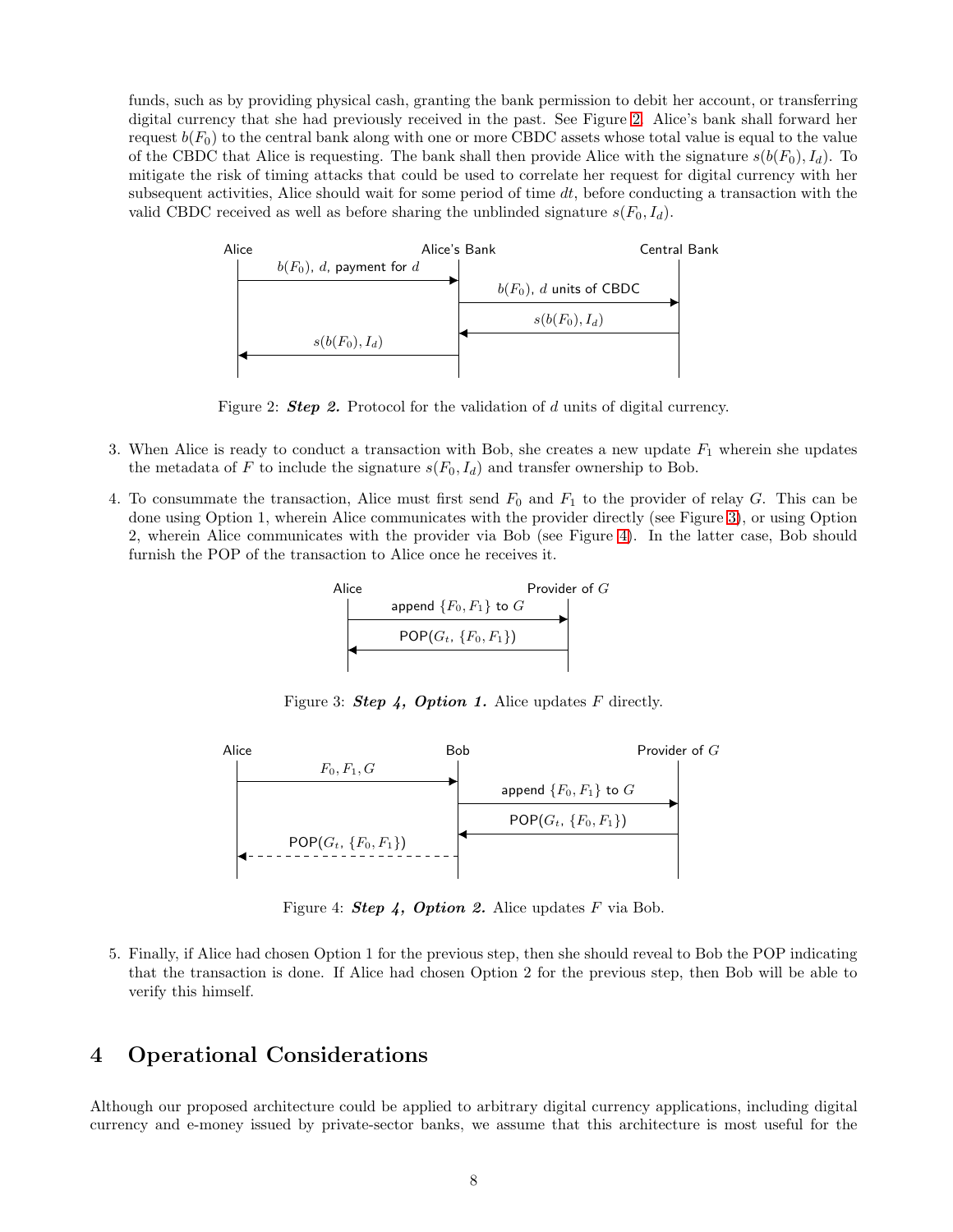funds, such as by providing physical cash, granting the bank permission to debit her account, or transferring digital currency that she had previously received in the past. See Figure 2. Alice's bank shall forward her request $b(F_0)$ to the central bank along with one or more CBDC assets whose total value is equal to the value of the CBDC that Alice is requesting. The bank shall then provide Alice with the signature $s(b(F_0), I_d)$. To mitigate the risk of timing attacks that could be used to correlate her request for digital currency with her subsequent activities, Alice should wait for some period of time $dt$, before conducting a transaction with the valid CBDC received as well as before sharing the unblinded signature $s(F_0, I_d)$.

Figure 2: ***Step 2.*** Protocol for the validation of $d$ units of digital currency.

3. When Alice is ready to conduct a transaction with Bob, she creates a new update $F_1$ wherein she updates the metadata of $F$ to include the signature $s(F_0, I_d)$ and transfer ownership to Bob.

4. To consummate the transaction, Alice must first send $F_0$ and $F_1$ to the provider of relay $G$. This can be done using Option 1, wherein Alice communicates with the provider directly (see Figure 3), or using Option 2, wherein Alice communicates with the provider via Bob (see Figure 4). In the latter case, Bob should furnish the POP of the transaction to Alice once he receives it.

Figure 3: ***Step 4, Option 1.*** Alice updates $F$ directly.

Figure 4: ***Step 4, Option 2.*** Alice updates $F$ via Bob.

5. Finally, if Alice had chosen Option 1 for the previous step, then she should reveal to Bob the POP indicating that the transaction is done. If Alice had chosen Option 2 for the previous step, then Bob will be able to verify this himself.

## 4 Operational Considerations

Although our proposed architecture could be applied to arbitrary digital currency applications, including digital currency and e-money issued by private-sector banks, we assume that this architecture is most useful for the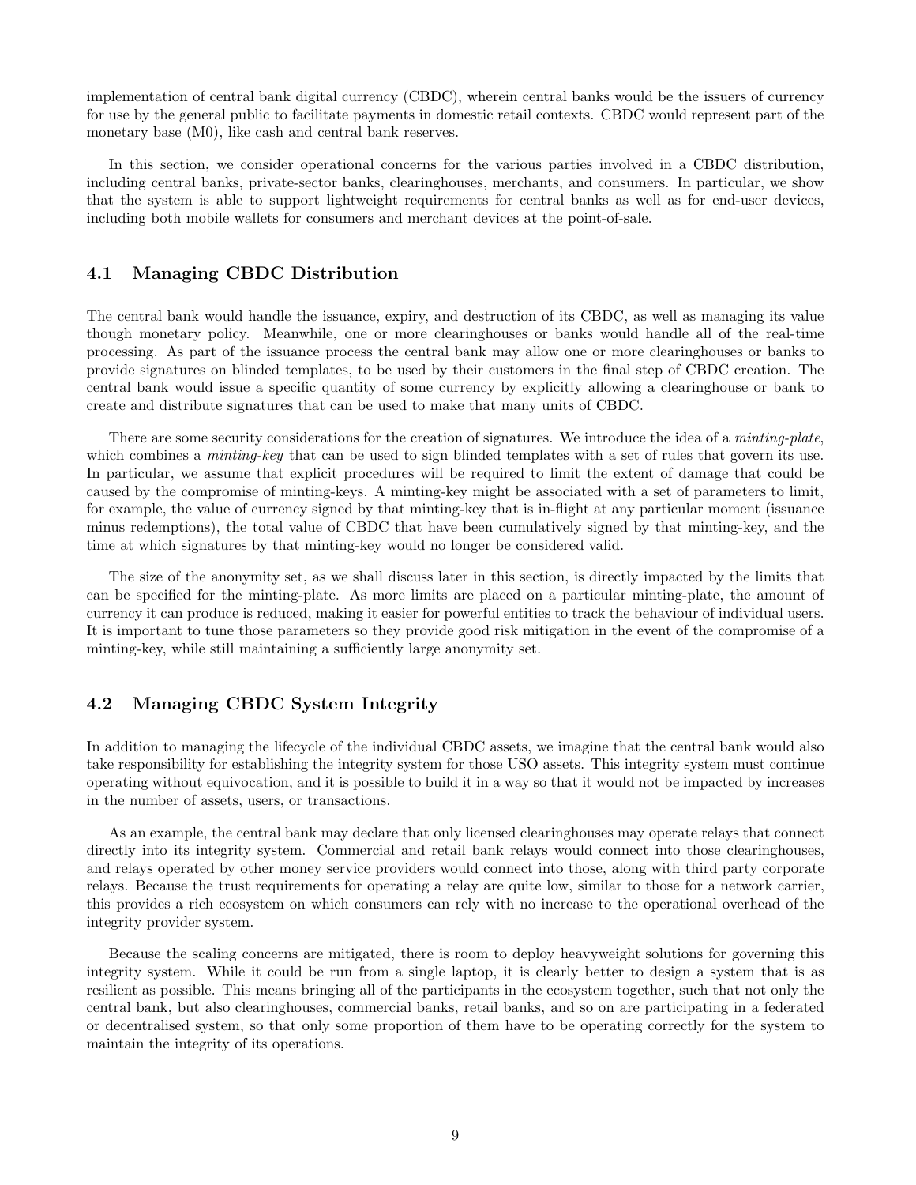implementation of central bank digital currency (CBDC), wherein central banks would be the issuers of currency for use by the general public to facilitate payments in domestic retail contexts. CBDC would represent part of the monetary base (M0), like cash and central bank reserves.

In this section, we consider operational concerns for the various parties involved in a CBDC distribution, including central banks, private-sector banks, clearinghouses, merchants, and consumers. In particular, we show that the system is able to support lightweight requirements for central banks as well as for end-user devices, including both mobile wallets for consumers and merchant devices at the point-of-sale.

### 4.1 Managing CBDC Distribution

The central bank would handle the issuance, expiry, and destruction of its CBDC, as well as managing its value though monetary policy. Meanwhile, one or more clearinghouses or banks would handle all of the real-time processing. As part of the issuance process the central bank may allow one or more clearinghouses or banks to provide signatures on blinded templates, to be used by their customers in the final step of CBDC creation. The central bank would issue a specific quantity of some currency by explicitly allowing a clearinghouse or bank to create and distribute signatures that can be used to make that many units of CBDC.

There are some security considerations for the creation of signatures. We introduce the idea of a *minting-plate*, which combines a *minting-key* that can be used to sign blinded templates with a set of rules that govern its use. In particular, we assume that explicit procedures will be required to limit the extent of damage that could be caused by the compromise of minting-keys. A minting-key might be associated with a set of parameters to limit, for example, the value of currency signed by that minting-key that is in-flight at any particular moment (issuance minus redemptions), the total value of CBDC that have been cumulatively signed by that minting-key, and the time at which signatures by that minting-key would no longer be considered valid.

The size of the anonymity set, as we shall discuss later in this section, is directly impacted by the limits that can be specified for the minting-plate. As more limits are placed on a particular minting-plate, the amount of currency it can produce is reduced, making it easier for powerful entities to track the behaviour of individual users. It is important to tune those parameters so they provide good risk mitigation in the event of the compromise of a minting-key, while still maintaining a sufficiently large anonymity set.

### 4.2 Managing CBDC System Integrity

In addition to managing the lifecycle of the individual CBDC assets, we imagine that the central bank would also take responsibility for establishing the integrity system for those USO assets. This integrity system must continue operating without equivocation, and it is possible to build it in a way so that it would not be impacted by increases in the number of assets, users, or transactions.

As an example, the central bank may declare that only licensed clearinghouses may operate relays that connect directly into its integrity system. Commercial and retail bank relays would connect into those clearinghouses, and relays operated by other money service providers would connect into those, along with third party corporate relays. Because the trust requirements for operating a relay are quite low, similar to those for a network carrier, this provides a rich ecosystem on which consumers can rely with no increase to the operational overhead of the integrity provider system.

Because the scaling concerns are mitigated, there is room to deploy heavyweight solutions for governing this integrity system. While it could be run from a single laptop, it is clearly better to design a system that is as resilient as possible. This means bringing all of the participants in the ecosystem together, such that not only the central bank, but also clearinghouses, commercial banks, retail banks, and so on are participating in a federated or decentralised system, so that only some proportion of them have to be operating correctly for the system to maintain the integrity of its operations.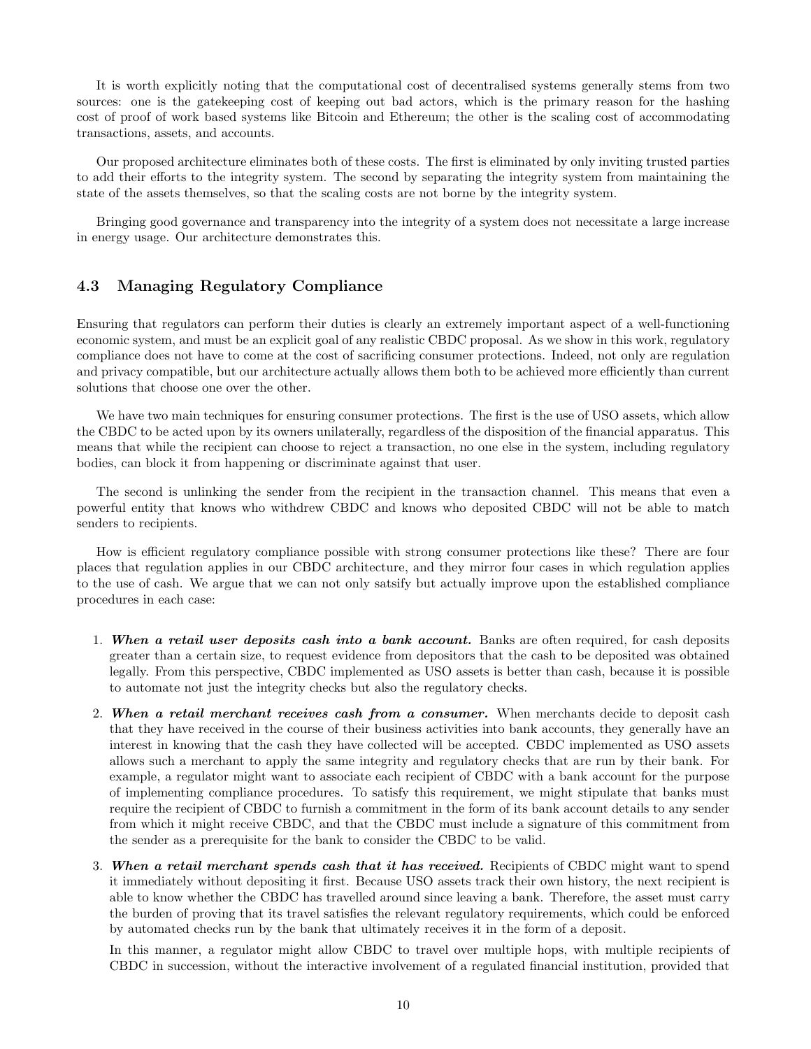It is worth explicitly noting that the computational cost of decentralised systems generally stems from two sources: one is the gatekeeping cost of keeping out bad actors, which is the primary reason for the hashing cost of proof of work based systems like Bitcoin and Ethereum; the other is the scaling cost of accommodating transactions, assets, and accounts.

Our proposed architecture eliminates both of these costs. The first is eliminated by only inviting trusted parties to add their efforts to the integrity system. The second by separating the integrity system from maintaining the state of the assets themselves, so that the scaling costs are not borne by the integrity system.

Bringing good governance and transparency into the integrity of a system does not necessitate a large increase in energy usage. Our architecture demonstrates this.

### 4.3 Managing Regulatory Compliance

Ensuring that regulators can perform their duties is clearly an extremely important aspect of a well-functioning economic system, and must be an explicit goal of any realistic CBDC proposal. As we show in this work, regulatory compliance does not have to come at the cost of sacrificing consumer protections. Indeed, not only are regulation and privacy compatible, but our architecture actually allows them both to be achieved more efficiently than current solutions that choose one over the other.

We have two main techniques for ensuring consumer protections. The first is the use of USO assets, which allow the CBDC to be acted upon by its owners unilaterally, regardless of the disposition of the financial apparatus. This means that while the recipient can choose to reject a transaction, no one else in the system, including regulatory bodies, can block it from happening or discriminate against that user.

The second is unlinking the sender from the recipient in the transaction channel. This means that even a powerful entity that knows who withdrew CBDC and knows who deposited CBDC will not be able to match senders to recipients.

How is efficient regulatory compliance possible with strong consumer protections like these? There are four places that regulation applies in our CBDC architecture, and they mirror four cases in which regulation applies to the use of cash. We argue that we can not only satsify but actually improve upon the established compliance procedures in each case:

1. ***When a retail user deposits cash into a bank account.*** Banks are often required, for cash deposits greater than a certain size, to request evidence from depositors that the cash to be deposited was obtained legally. From this perspective, CBDC implemented as USO assets is better than cash, because it is possible to automate not just the integrity checks but also the regulatory checks.
2. ***When a retail merchant receives cash from a consumer.*** When merchants decide to deposit cash that they have received in the course of their business activities into bank accounts, they generally have an interest in knowing that the cash they have collected will be accepted. CBDC implemented as USO assets allows such a merchant to apply the same integrity and regulatory checks that are run by their bank. For example, a regulator might want to associate each recipient of CBDC with a bank account for the purpose of implementing compliance procedures. To satisfy this requirement, we might stipulate that banks must require the recipient of CBDC to furnish a commitment in the form of its bank account details to any sender from which it might receive CBDC, and that the CBDC must include a signature of this commitment from the sender as a prerequisite for the bank to consider the CBDC to be valid.
3. ***When a retail merchant spends cash that it has received.*** Recipients of CBDC might want to spend it immediately without depositing it first. Because USO assets track their own history, the next recipient is able to know whether the CBDC has travelled around since leaving a bank. Therefore, the asset must carry the burden of proving that its travel satisfies the relevant regulatory requirements, which could be enforced by automated checks run by the bank that ultimately receives it in the form of a deposit.

   In this manner, a regulator might allow CBDC to travel over multiple hops, with multiple recipients of CBDC in succession, without the interactive involvement of a regulated financial institution, provided that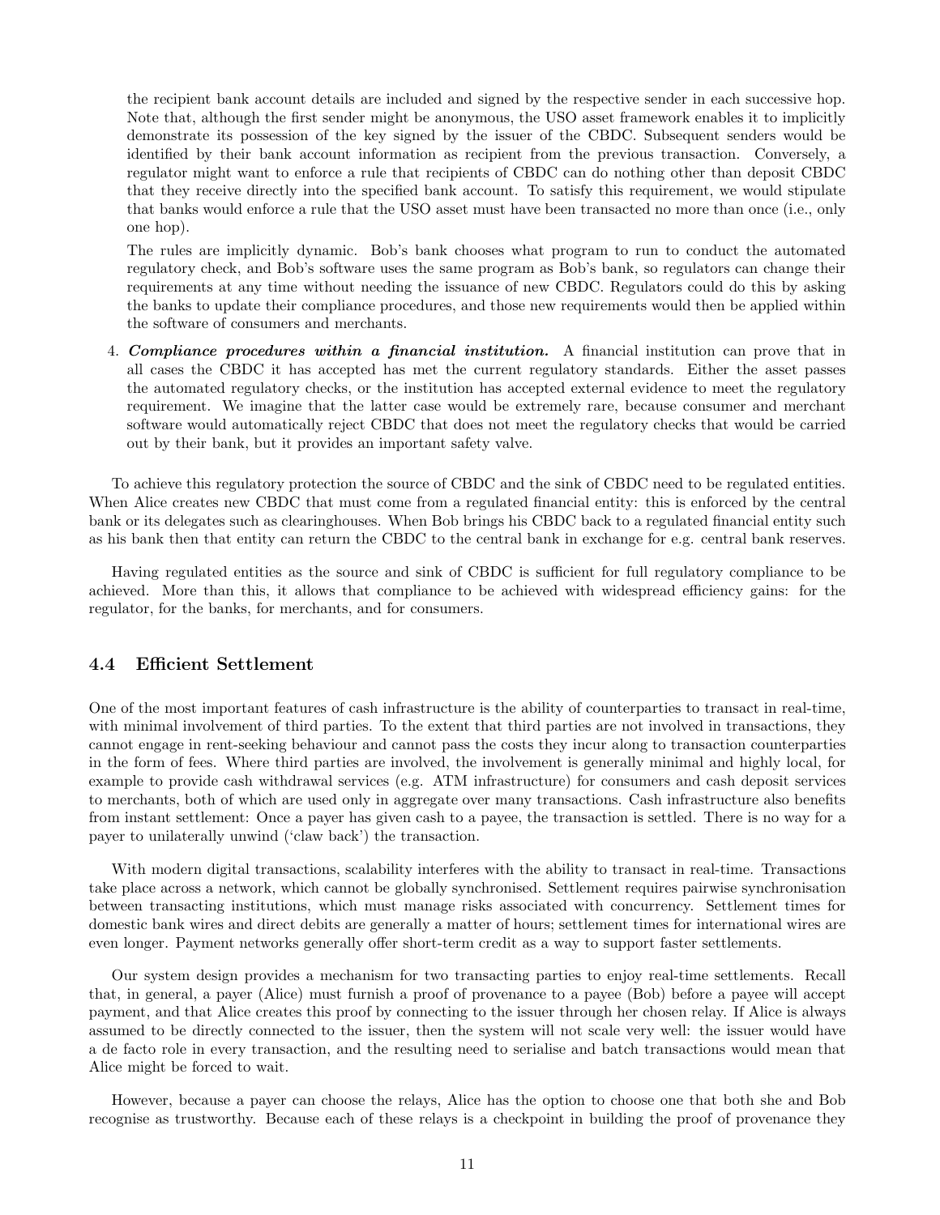the recipient bank account details are included and signed by the respective sender in each successive hop. Note that, although the first sender might be anonymous, the USO asset framework enables it to implicitly demonstrate its possession of the key signed by the issuer of the CBDC. Subsequent senders would be identified by their bank account information as recipient from the previous transaction. Conversely, a regulator might want to enforce a rule that recipients of CBDC can do nothing other than deposit CBDC that they receive directly into the specified bank account. To satisfy this requirement, we would stipulate that banks would enforce a rule that the USO asset must have been transacted no more than once (i.e., only one hop).

The rules are implicitly dynamic. Bob's bank chooses what program to run to conduct the automated regulatory check, and Bob's software uses the same program as Bob's bank, so regulators can change their requirements at any time without needing the issuance of new CBDC. Regulators could do this by asking the banks to update their compliance procedures, and those new requirements would then be applied within the software of consumers and merchants.

4. ***Compliance procedures within a financial institution.*** A financial institution can prove that in all cases the CBDC it has accepted has met the current regulatory standards. Either the asset passes the automated regulatory checks, or the institution has accepted external evidence to meet the regulatory requirement. We imagine that the latter case would be extremely rare, because consumer and merchant software would automatically reject CBDC that does not meet the regulatory checks that would be carried out by their bank, but it provides an important safety valve.

To achieve this regulatory protection the source of CBDC and the sink of CBDC need to be regulated entities. When Alice creates new CBDC that must come from a regulated financial entity: this is enforced by the central bank or its delegates such as clearinghouses. When Bob brings his CBDC back to a regulated financial entity such as his bank then that entity can return the CBDC to the central bank in exchange for e.g. central bank reserves.

Having regulated entities as the source and sink of CBDC is sufficient for full regulatory compliance to be achieved. More than this, it allows that compliance to be achieved with widespread efficiency gains: for the regulator, for the banks, for merchants, and for consumers.

### 4.4 Efficient Settlement

One of the most important features of cash infrastructure is the ability of counterparties to transact in real-time, with minimal involvement of third parties. To the extent that third parties are not involved in transactions, they cannot engage in rent-seeking behaviour and cannot pass the costs they incur along to transaction counterparties in the form of fees. Where third parties are involved, the involvement is generally minimal and highly local, for example to provide cash withdrawal services (e.g. ATM infrastructure) for consumers and cash deposit services to merchants, both of which are used only in aggregate over many transactions. Cash infrastructure also benefits from instant settlement: Once a payer has given cash to a payee, the transaction is settled. There is no way for a payer to unilaterally unwind ('claw back') the transaction.

With modern digital transactions, scalability interferes with the ability to transact in real-time. Transactions take place across a network, which cannot be globally synchronised. Settlement requires pairwise synchronisation between transacting institutions, which must manage risks associated with concurrency. Settlement times for domestic bank wires and direct debits are generally a matter of hours; settlement times for international wires are even longer. Payment networks generally offer short-term credit as a way to support faster settlements.

Our system design provides a mechanism for two transacting parties to enjoy real-time settlements. Recall that, in general, a payer (Alice) must furnish a proof of provenance to a payee (Bob) before a payee will accept payment, and that Alice creates this proof by connecting to the issuer through her chosen relay. If Alice is always assumed to be directly connected to the issuer, then the system will not scale very well: the issuer would have a de facto role in every transaction, and the resulting need to serialise and batch transactions would mean that Alice might be forced to wait.

However, because a payer can choose the relays, Alice has the option to choose one that both she and Bob recognise as trustworthy. Because each of these relays is a checkpoint in building the proof of provenance they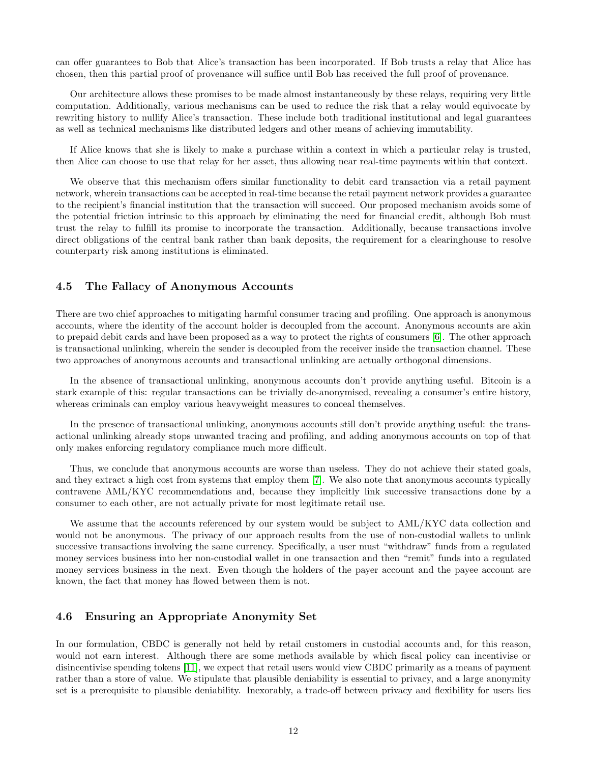can offer guarantees to Bob that Alice's transaction has been incorporated. If Bob trusts a relay that Alice has chosen, then this partial proof of provenance will suffice until Bob has received the full proof of provenance.

Our architecture allows these promises to be made almost instantaneously by these relays, requiring very little computation. Additionally, various mechanisms can be used to reduce the risk that a relay would equivocate by rewriting history to nullify Alice's transaction. These include both traditional institutional and legal guarantees as well as technical mechanisms like distributed ledgers and other means of achieving immutability.

If Alice knows that she is likely to make a purchase within a context in which a particular relay is trusted, then Alice can choose to use that relay for her asset, thus allowing near real-time payments within that context.

We observe that this mechanism offers similar functionality to debit card transaction via a retail payment network, wherein transactions can be accepted in real-time because the retail payment network provides a guarantee to the recipient's financial institution that the transaction will succeed. Our proposed mechanism avoids some of the potential friction intrinsic to this approach by eliminating the need for financial credit, although Bob must trust the relay to fulfill its promise to incorporate the transaction. Additionally, because transactions involve direct obligations of the central bank rather than bank deposits, the requirement for a clearinghouse to resolve counterparty risk among institutions is eliminated.

### 4.5 The Fallacy of Anonymous Accounts

There are two chief approaches to mitigating harmful consumer tracing and profiling. One approach is anonymous accounts, where the identity of the account holder is decoupled from the account. Anonymous accounts are akin to prepaid debit cards and have been proposed as a way to protect the rights of consumers [6]. The other approach is transactional unlinking, wherein the sender is decoupled from the receiver inside the transaction channel. These two approaches of anonymous accounts and transactional unlinking are actually orthogonal dimensions.

In the absence of transactional unlinking, anonymous accounts don't provide anything useful. Bitcoin is a stark example of this: regular transactions can be trivially de-anonymised, revealing a consumer's entire history, whereas criminals can employ various heavyweight measures to conceal themselves.

In the presence of transactional unlinking, anonymous accounts still don't provide anything useful: the transactional unlinking already stops unwanted tracing and profiling, and adding anonymous accounts on top of that only makes enforcing regulatory compliance much more difficult.

Thus, we conclude that anonymous accounts are worse than useless. They do not achieve their stated goals, and they extract a high cost from systems that employ them [7]. We also note that anonymous accounts typically contravene AML/KYC recommendations and, because they implicitly link successive transactions done by a consumer to each other, are not actually private for most legitimate retail use.

We assume that the accounts referenced by our system would be subject to AML/KYC data collection and would not be anonymous. The privacy of our approach results from the use of non-custodial wallets to unlink successive transactions involving the same currency. Specifically, a user must "withdraw" funds from a regulated money services business into her non-custodial wallet in one transaction and then "remit" funds into a regulated money services business in the next. Even though the holders of the payer account and the payee account are known, the fact that money has flowed between them is not.

### 4.6 Ensuring an Appropriate Anonymity Set

In our formulation, CBDC is generally not held by retail customers in custodial accounts and, for this reason, would not earn interest. Although there are some methods available by which fiscal policy can incentivise or disincentivise spending tokens [11], we expect that retail users would view CBDC primarily as a means of payment rather than a store of value. We stipulate that plausible deniability is essential to privacy, and a large anonymity set is a prerequisite to plausible deniability. Inexorably, a trade-off between privacy and flexibility for users lies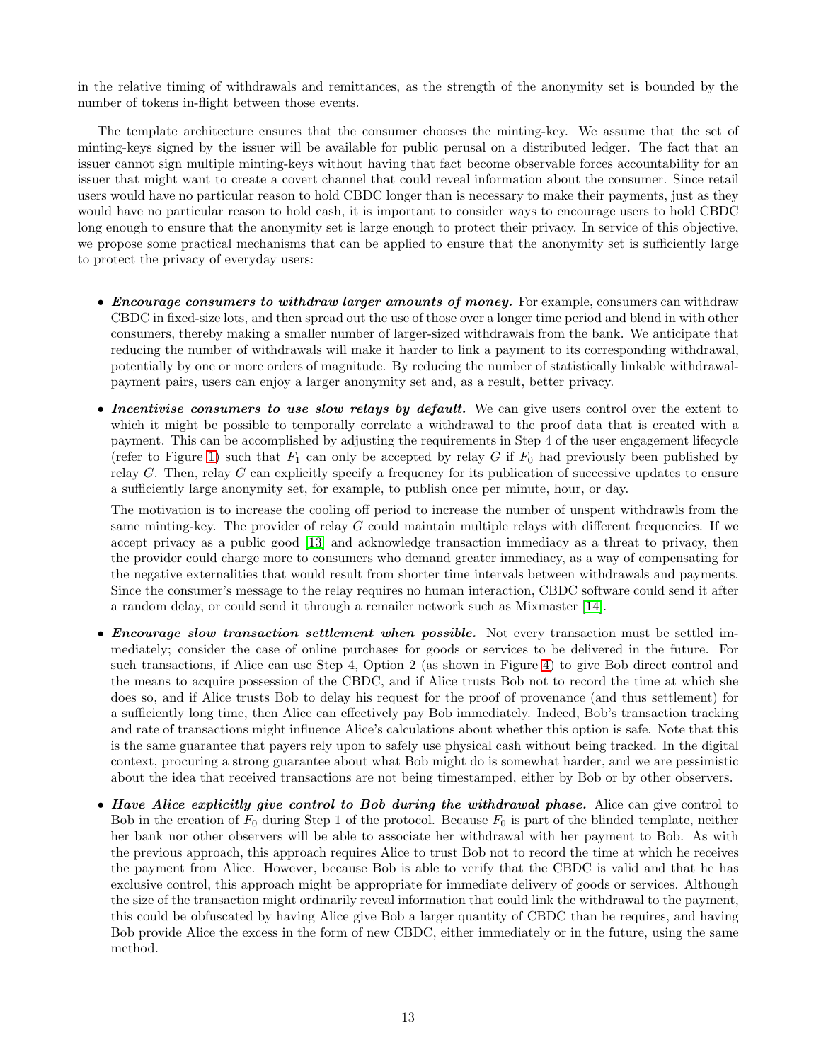in the relative timing of withdrawals and remittances, as the strength of the anonymity set is bounded by the number of tokens in-flight between those events.

The template architecture ensures that the consumer chooses the minting-key. We assume that the set of minting-keys signed by the issuer will be available for public perusal on a distributed ledger. The fact that an issuer cannot sign multiple minting-keys without having that fact become observable forces accountability for an issuer that might want to create a covert channel that could reveal information about the consumer. Since retail users would have no particular reason to hold CBDC longer than is necessary to make their payments, just as they would have no particular reason to hold cash, it is important to consider ways to encourage users to hold CBDC long enough to ensure that the anonymity set is large enough to protect their privacy. In service of this objective, we propose some practical mechanisms that can be applied to ensure that the anonymity set is sufficiently large to protect the privacy of everyday users:

- ***Encourage consumers to withdraw larger amounts of money.*** For example, consumers can withdraw CBDC in fixed-size lots, and then spread out the use of those over a longer time period and blend in with other consumers, thereby making a smaller number of larger-sized withdrawals from the bank. We anticipate that reducing the number of withdrawals will make it harder to link a payment to its corresponding withdrawal, potentially by one or more orders of magnitude. By reducing the number of statistically linkable withdrawal-payment pairs, users can enjoy a larger anonymity set and, as a result, better privacy.

- ***Incentivise consumers to use slow relays by default.*** We can give users control over the extent to which it might be possible to temporally correlate a withdrawal to the proof data that is created with a payment. This can be accomplished by adjusting the requirements in Step 4 of the user engagement lifecycle (refer to Figure 1) such that $F_1$ can only be accepted by relay $G$ if $F_0$ had previously been published by relay $G$. Then, relay $G$ can explicitly specify a frequency for its publication of successive updates to ensure a sufficiently large anonymity set, for example, to publish once per minute, hour, or day.

  The motivation is to increase the cooling off period to increase the number of unspent withdrawls from the same minting-key. The provider of relay $G$ could maintain multiple relays with different frequencies. If we accept privacy as a public good [13] and acknowledge transaction immediacy as a threat to privacy, then the provider could charge more to consumers who demand greater immediacy, as a way of compensating for the negative externalities that would result from shorter time intervals between withdrawals and payments. Since the consumer's message to the relay requires no human interaction, CBDC software could send it after a random delay, or could send it through a remailer network such as Mixmaster [14].

- ***Encourage slow transaction settlement when possible.*** Not every transaction must be settled immediately; consider the case of online purchases for goods or services to be delivered in the future. For such transactions, if Alice can use Step 4, Option 2 (as shown in Figure 4) to give Bob direct control and the means to acquire possession of the CBDC, and if Alice trusts Bob not to record the time at which she does so, and if Alice trusts Bob to delay his request for the proof of provenance (and thus settlement) for a sufficiently long time, then Alice can effectively pay Bob immediately. Indeed, Bob's transaction tracking and rate of transactions might influence Alice's calculations about whether this option is safe. Note that this is the same guarantee that payers rely upon to safely use physical cash without being tracked. In the digital context, procuring a strong guarantee about what Bob might do is somewhat harder, and we are pessimistic about the idea that received transactions are not being timestamped, either by Bob or by other observers.

- ***Have Alice explicitly give control to Bob during the withdrawal phase.*** Alice can give control to Bob in the creation of $F_0$ during Step 1 of the protocol. Because $F_0$ is part of the blinded template, neither her bank nor other observers will be able to associate her withdrawal with her payment to Bob. As with the previous approach, this approach requires Alice to trust Bob not to record the time at which he receives the payment from Alice. However, because Bob is able to verify that the CBDC is valid and that he has exclusive control, this approach might be appropriate for immediate delivery of goods or services. Although the size of the transaction might ordinarily reveal information that could link the withdrawal to the payment, this could be obfuscated by having Alice give Bob a larger quantity of CBDC than he requires, and having Bob provide Alice the excess in the form of new CBDC, either immediately or in the future, using the same method.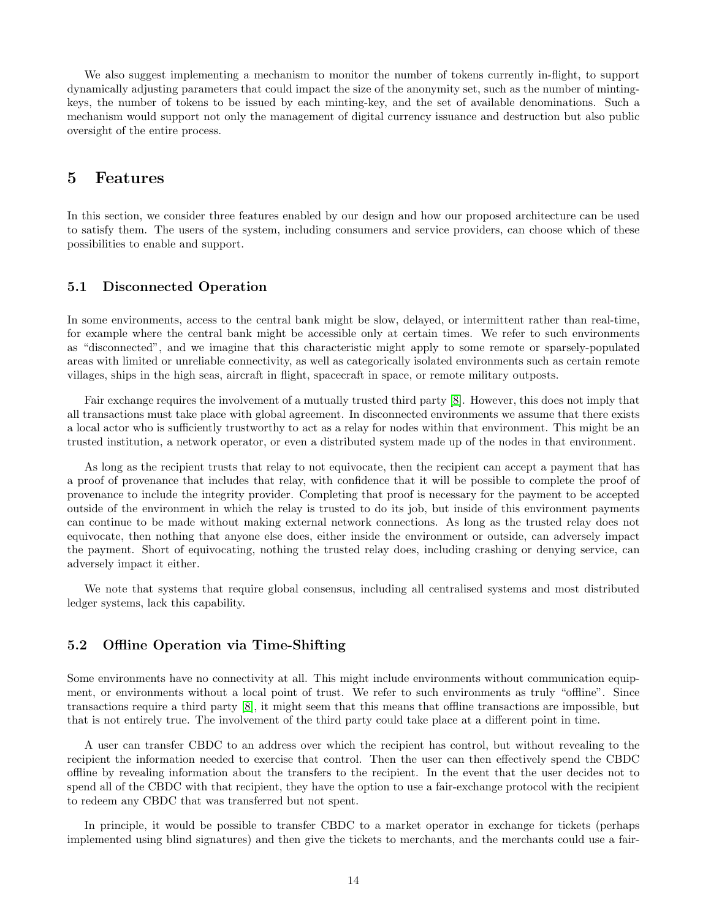We also suggest implementing a mechanism to monitor the number of tokens currently in-flight, to support dynamically adjusting parameters that could impact the size of the anonymity set, such as the number of minting-keys, the number of tokens to be issued by each minting-key, and the set of available denominations. Such a mechanism would support not only the management of digital currency issuance and destruction but also public oversight of the entire process.

## 5 Features

In this section, we consider three features enabled by our design and how our proposed architecture can be used to satisfy them. The users of the system, including consumers and service providers, can choose which of these possibilities to enable and support.

### 5.1 Disconnected Operation

In some environments, access to the central bank might be slow, delayed, or intermittent rather than real-time, for example where the central bank might be accessible only at certain times. We refer to such environments as "disconnected", and we imagine that this characteristic might apply to some remote or sparsely-populated areas with limited or unreliable connectivity, as well as categorically isolated environments such as certain remote villages, ships in the high seas, aircraft in flight, spacecraft in space, or remote military outposts.

Fair exchange requires the involvement of a mutually trusted third party [8]. However, this does not imply that all transactions must take place with global agreement. In disconnected environments we assume that there exists a local actor who is sufficiently trustworthy to act as a relay for nodes within that environment. This might be an trusted institution, a network operator, or even a distributed system made up of the nodes in that environment.

As long as the recipient trusts that relay to not equivocate, then the recipient can accept a payment that has a proof of provenance that includes that relay, with confidence that it will be possible to complete the proof of provenance to include the integrity provider. Completing that proof is necessary for the payment to be accepted outside of the environment in which the relay is trusted to do its job, but inside of this environment payments can continue to be made without making external network connections. As long as the trusted relay does not equivocate, then nothing that anyone else does, either inside the environment or outside, can adversely impact the payment. Short of equivocating, nothing the trusted relay does, including crashing or denying service, can adversely impact it either.

We note that systems that require global consensus, including all centralised systems and most distributed ledger systems, lack this capability.

### 5.2 Offline Operation via Time-Shifting

Some environments have no connectivity at all. This might include environments without communication equipment, or environments without a local point of trust. We refer to such environments as truly "offline". Since transactions require a third party [8], it might seem that this means that offline transactions are impossible, but that is not entirely true. The involvement of the third party could take place at a different point in time.

A user can transfer CBDC to an address over which the recipient has control, but without revealing to the recipient the information needed to exercise that control. Then the user can then effectively spend the CBDC offline by revealing information about the transfers to the recipient. In the event that the user decides not to spend all of the CBDC with that recipient, they have the option to use a fair-exchange protocol with the recipient to redeem any CBDC that was transferred but not spent.

In principle, it would be possible to transfer CBDC to a market operator in exchange for tickets (perhaps implemented using blind signatures) and then give the tickets to merchants, and the merchants could use a fair-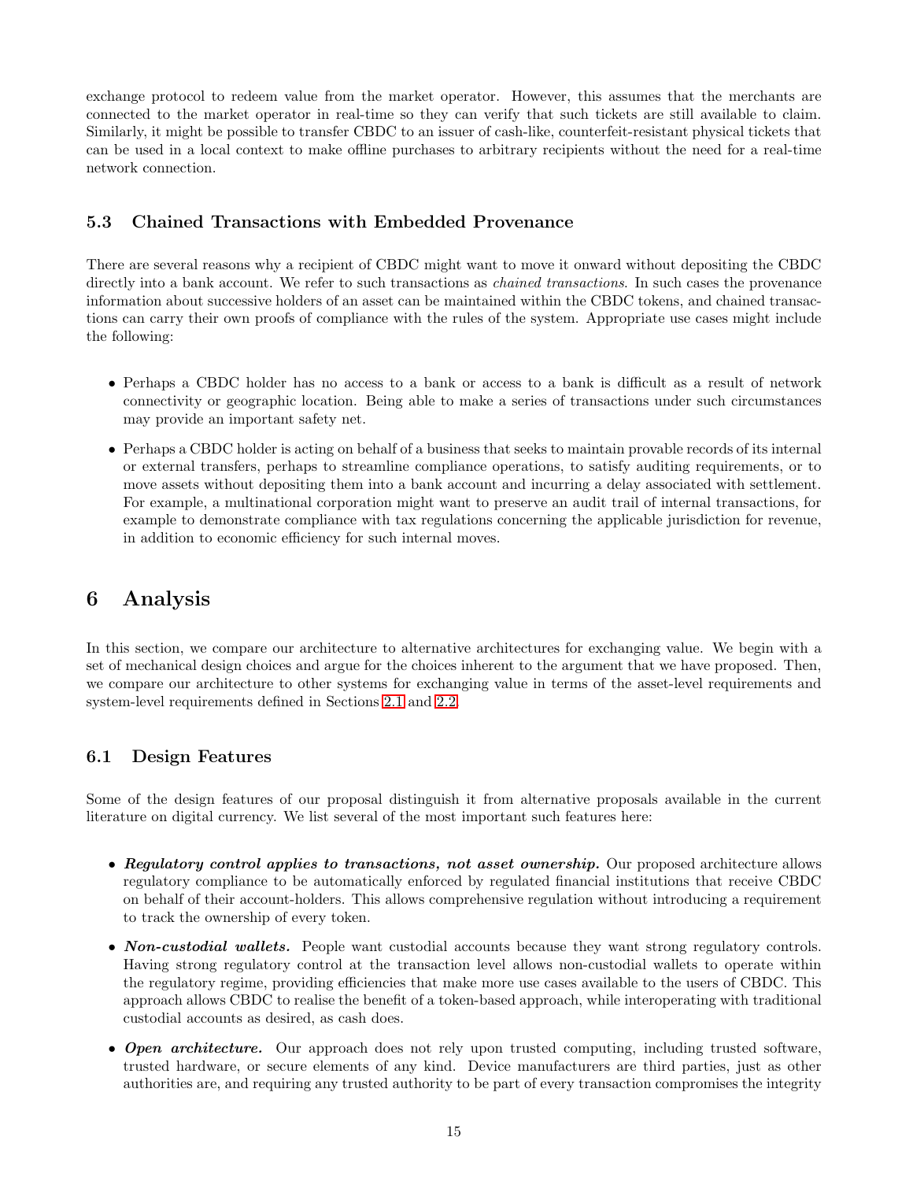exchange protocol to redeem value from the market operator. However, this assumes that the merchants are connected to the market operator in real-time so they can verify that such tickets are still available to claim. Similarly, it might be possible to transfer CBDC to an issuer of cash-like, counterfeit-resistant physical tickets that can be used in a local context to make offline purchases to arbitrary recipients without the need for a real-time network connection.

### 5.3 Chained Transactions with Embedded Provenance

There are several reasons why a recipient of CBDC might want to move it onward without depositing the CBDC directly into a bank account. We refer to such transactions as *chained transactions*. In such cases the provenance information about successive holders of an asset can be maintained within the CBDC tokens, and chained transactions can carry their own proofs of compliance with the rules of the system. Appropriate use cases might include the following:

- Perhaps a CBDC holder has no access to a bank or access to a bank is difficult as a result of network connectivity or geographic location. Being able to make a series of transactions under such circumstances may provide an important safety net.
- Perhaps a CBDC holder is acting on behalf of a business that seeks to maintain provable records of its internal or external transfers, perhaps to streamline compliance operations, to satisfy auditing requirements, or to move assets without depositing them into a bank account and incurring a delay associated with settlement. For example, a multinational corporation might want to preserve an audit trail of internal transactions, for example to demonstrate compliance with tax regulations concerning the applicable jurisdiction for revenue, in addition to economic efficiency for such internal moves.

## 6 Analysis

In this section, we compare our architecture to alternative architectures for exchanging value. We begin with a set of mechanical design choices and argue for the choices inherent to the argument that we have proposed. Then, we compare our architecture to other systems for exchanging value in terms of the asset-level requirements and system-level requirements defined in Sections 2.1 and 2.2.

### 6.1 Design Features

Some of the design features of our proposal distinguish it from alternative proposals available in the current literature on digital currency. We list several of the most important such features here:

- ***Regulatory control applies to transactions, not asset ownership.*** Our proposed architecture allows regulatory compliance to be automatically enforced by regulated financial institutions that receive CBDC on behalf of their account-holders. This allows comprehensive regulation without introducing a requirement to track the ownership of every token.
- ***Non-custodial wallets.*** People want custodial accounts because they want strong regulatory controls. Having strong regulatory control at the transaction level allows non-custodial wallets to operate within the regulatory regime, providing efficiencies that make more use cases available to the users of CBDC. This approach allows CBDC to realise the benefit of a token-based approach, while interoperating with traditional custodial accounts as desired, as cash does.
- ***Open architecture.*** Our approach does not rely upon trusted computing, including trusted software, trusted hardware, or secure elements of any kind. Device manufacturers are third parties, just as other authorities are, and requiring any trusted authority to be part of every transaction compromises the integrity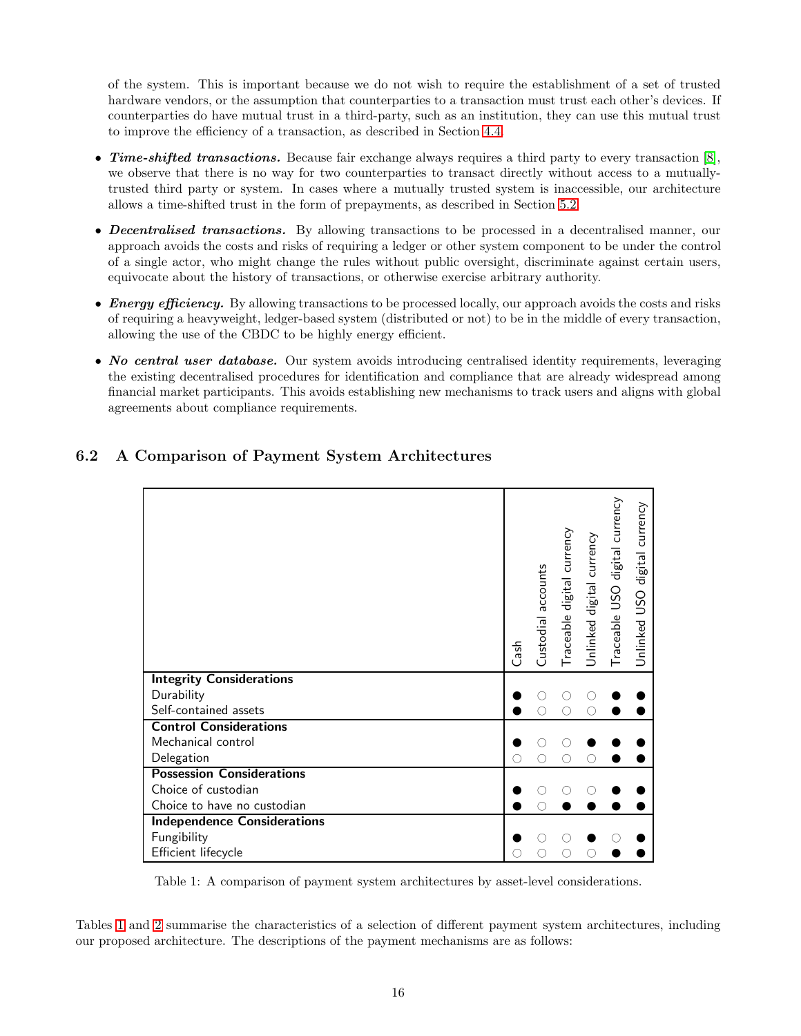of the system. This is important because we do not wish to require the establishment of a set of trusted hardware vendors, or the assumption that counterparties to a transaction must trust each other's devices. If counterparties do have mutual trust in a third-party, such as an institution, they can use this mutual trust to improve the efficiency of a transaction, as described in Section 4.4.

- ***Time-shifted transactions.*** Because fair exchange always requires a third party to every transaction [8], we observe that there is no way for two counterparties to transact directly without access to a mutually-trusted third party or system. In cases where a mutually trusted system is inaccessible, our architecture allows a time-shifted trust in the form of prepayments, as described in Section 5.2.
- ***Decentralised transactions.*** By allowing transactions to be processed in a decentralised manner, our approach avoids the costs and risks of requiring a ledger or other system component to be under the control of a single actor, who might change the rules without public oversight, discriminate against certain users, equivocate about the history of transactions, or otherwise exercise arbitrary authority.
- ***Energy efficiency.*** By allowing transactions to be processed locally, our approach avoids the costs and risks of requiring a heavyweight, ledger-based system (distributed or not) to be in the middle of every transaction, allowing the use of the CBDC to be highly energy efficient.
- ***No central user database.*** Our system avoids introducing centralised identity requirements, leveraging the existing decentralised procedures for identification and compliance that are already widespread among financial market participants. This avoids establishing new mechanisms to track users and aligns with global agreements about compliance requirements.

## 6.2 A Comparison of Payment System Architectures

| | Cash | Custodial accounts | Traceable digital currency | Unlinked digital currency | Traceable USO digital currency | Unlinked USO digital currency |
|---|---|---|---|---|---|---|
| **Integrity Considerations** | | | | | | |
| Durability | ● | ○ | ○ | ○ | ● | ● |
| Self-contained assets | ● | ○ | ○ | ○ | ● | ● |
| **Control Considerations** | | | | | | |
| Mechanical control | ● | ○ | ○ | ● | ● | ● |
| Delegation | ○ | ○ | ○ | ○ | ● | ● |
| **Possession Considerations** | | | | | | |
| Choice of custodian | ● | ○ | ○ | ○ | ● | ● |
| Choice to have no custodian | ● | ○ | ● | ● | ● | ● |
| **Independence Considerations** | | | | | | |
| Fungibility | ● | ○ | ○ | ● | ○ | ● |
| Efficient lifecycle | ○ | ○ | ○ | ○ | ● | ● |

Table 1: A comparison of payment system architectures by asset-level considerations.

Tables 1 and 2 summarise the characteristics of a selection of different payment system architectures, including our proposed architecture. The descriptions of the payment mechanisms are as follows: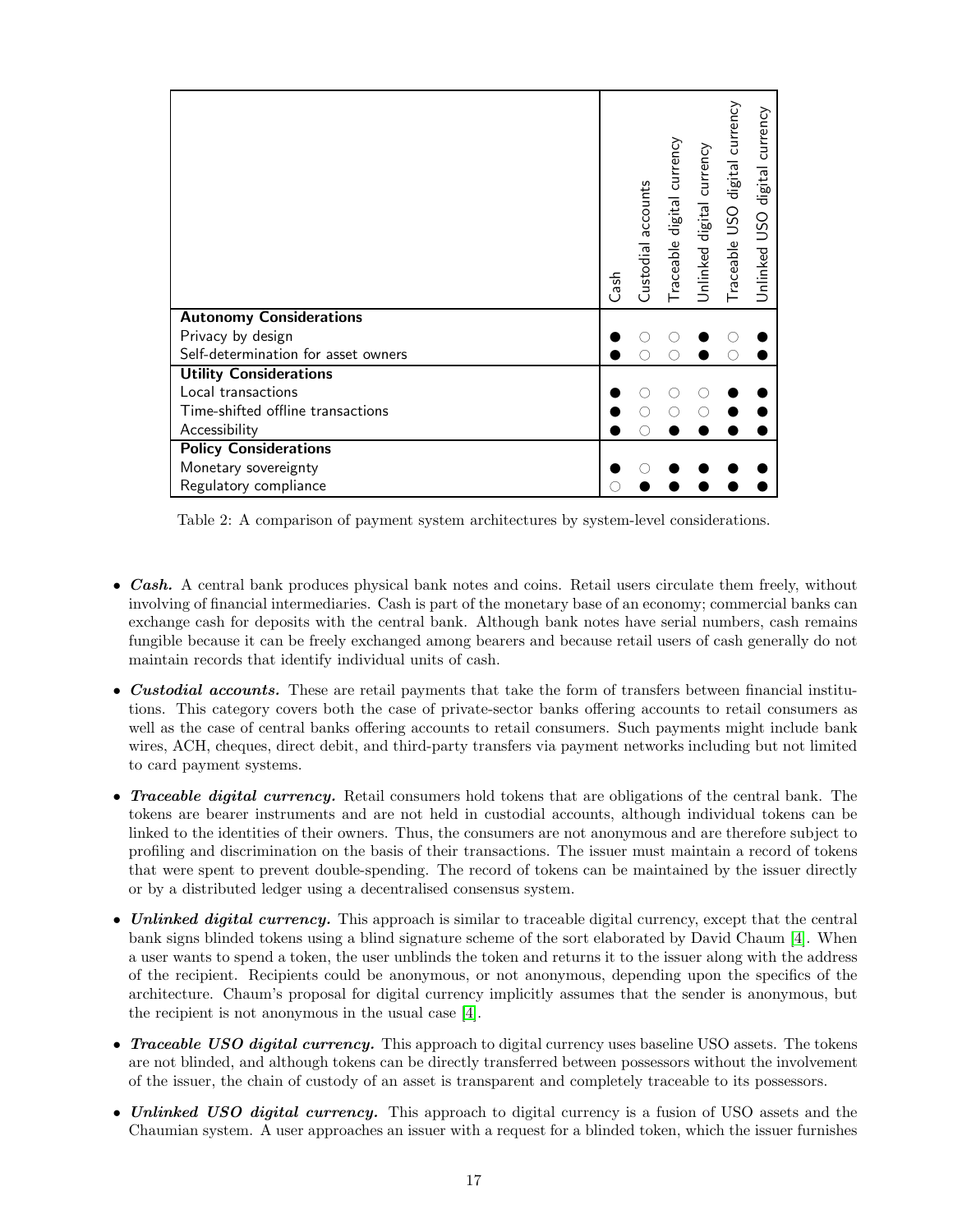| | Cash | Custodial accounts | Traceable digital currency | Unlinked digital currency | Traceable USO digital currency | Unlinked USO digital currency |
|---|---|---|---|---|---|---|
| **Autonomy Considerations** | | | | | | |
| Privacy by design | ● | ○ | ○ | ● | ○ | ● |
| Self-determination for asset owners | ● | ○ | ○ | ● | ○ | ● |
| **Utility Considerations** | | | | | | |
| Local transactions | ● | ○ | ○ | ○ | ● | ● |
| Time-shifted offline transactions | ● | ○ | ○ | ○ | ● | ● |
| Accessibility | ● | ○ | ● | ● | ● | ● |
| **Policy Considerations** | | | | | | |
| Monetary sovereignty | ● | ○ | ● | ● | ● | ● |
| Regulatory compliance | ○ | ● | ● | ● | ● | ● |

Table 2: A comparison of payment system architectures by system-level considerations.

- ***Cash.*** A central bank produces physical bank notes and coins. Retail users circulate them freely, without involving of financial intermediaries. Cash is part of the monetary base of an economy; commercial banks can exchange cash for deposits with the central bank. Although bank notes have serial numbers, cash remains fungible because it can be freely exchanged among bearers and because retail users of cash generally do not maintain records that identify individual units of cash.
- ***Custodial accounts.*** These are retail payments that take the form of transfers between financial institutions. This category covers both the case of private-sector banks offering accounts to retail consumers as well as the case of central banks offering accounts to retail consumers. Such payments might include bank wires, ACH, cheques, direct debit, and third-party transfers via payment networks including but not limited to card payment systems.
- ***Traceable digital currency.*** Retail consumers hold tokens that are obligations of the central bank. The tokens are bearer instruments and are not held in custodial accounts, although individual tokens can be linked to the identities of their owners. Thus, the consumers are not anonymous and are therefore subject to profiling and discrimination on the basis of their transactions. The issuer must maintain a record of tokens that were spent to prevent double-spending. The record of tokens can be maintained by the issuer directly or by a distributed ledger using a decentralised consensus system.
- ***Unlinked digital currency.*** This approach is similar to traceable digital currency, except that the central bank signs blinded tokens using a blind signature scheme of the sort elaborated by David Chaum [4]. When a user wants to spend a token, the user unblinds the token and returns it to the issuer along with the address of the recipient. Recipients could be anonymous, or not anonymous, depending upon the specifics of the architecture. Chaum's proposal for digital currency implicitly assumes that the sender is anonymous, but the recipient is not anonymous in the usual case [4].
- ***Traceable USO digital currency.*** This approach to digital currency uses baseline USO assets. The tokens are not blinded, and although tokens can be directly transferred between possessors without the involvement of the issuer, the chain of custody of an asset is transparent and completely traceable to its possessors.
- ***Unlinked USO digital currency.*** This approach to digital currency is a fusion of USO assets and the Chaumian system. A user approaches an issuer with a request for a blinded token, which the issuer furnishes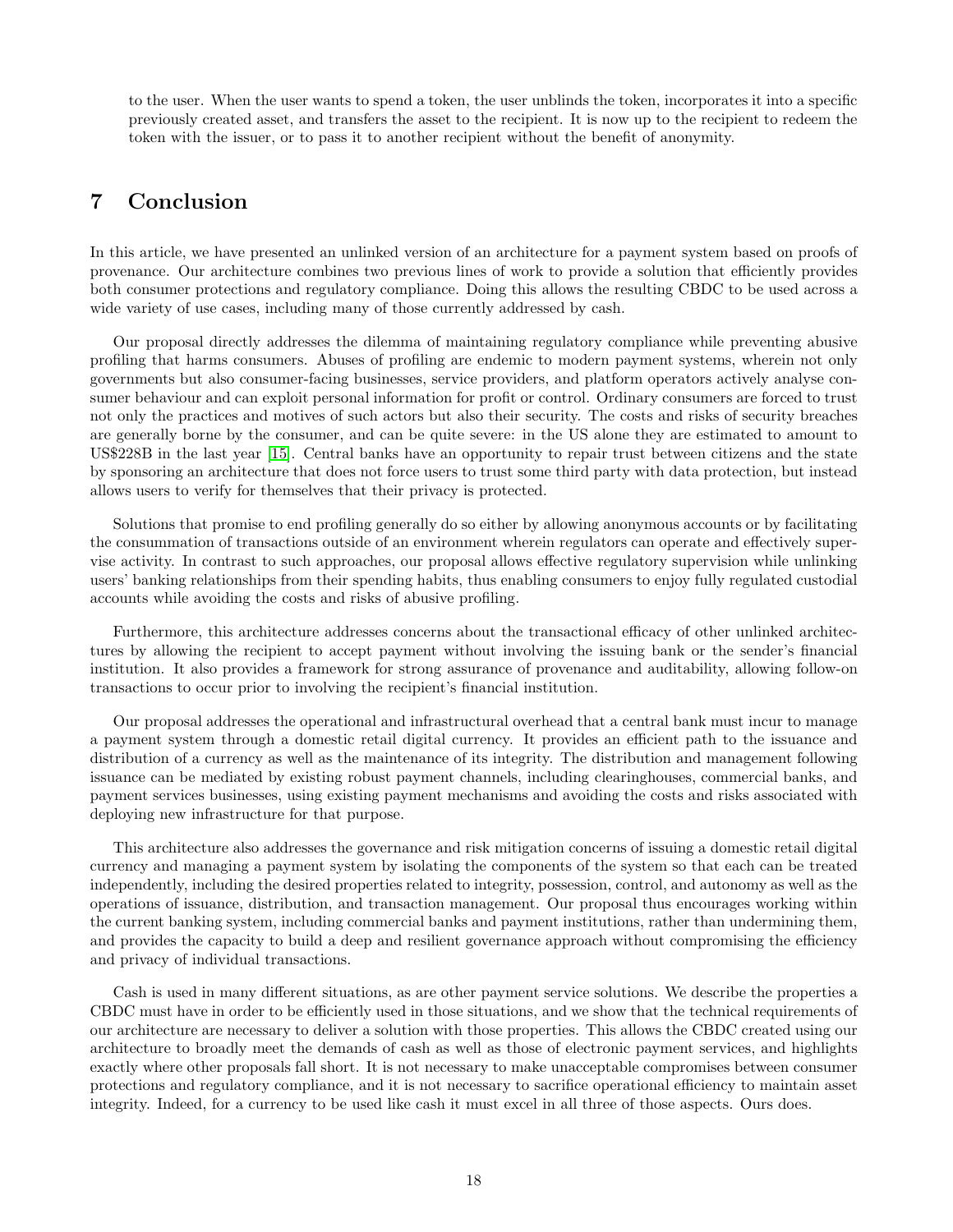to the user. When the user wants to spend a token, the user unblinds the token, incorporates it into a specific previously created asset, and transfers the asset to the recipient. It is now up to the recipient to redeem the token with the issuer, or to pass it to another recipient without the benefit of anonymity.

# 7 Conclusion

In this article, we have presented an unlinked version of an architecture for a payment system based on proofs of provenance. Our architecture combines two previous lines of work to provide a solution that efficiently provides both consumer protections and regulatory compliance. Doing this allows the resulting CBDC to be used across a wide variety of use cases, including many of those currently addressed by cash.

Our proposal directly addresses the dilemma of maintaining regulatory compliance while preventing abusive profiling that harms consumers. Abuses of profiling are endemic to modern payment systems, wherein not only governments but also consumer-facing businesses, service providers, and platform operators actively analyse consumer behaviour and can exploit personal information for profit or control. Ordinary consumers are forced to trust not only the practices and motives of such actors but also their security. The costs and risks of security breaches are generally borne by the consumer, and can be quite severe: in the US alone they are estimated to amount to US$228B in the last year [15]. Central banks have an opportunity to repair trust between citizens and the state by sponsoring an architecture that does not force users to trust some third party with data protection, but instead allows users to verify for themselves that their privacy is protected.

Solutions that promise to end profiling generally do so either by allowing anonymous accounts or by facilitating the consummation of transactions outside of an environment wherein regulators can operate and effectively supervise activity. In contrast to such approaches, our proposal allows effective regulatory supervision while unlinking users' banking relationships from their spending habits, thus enabling consumers to enjoy fully regulated custodial accounts while avoiding the costs and risks of abusive profiling.

Furthermore, this architecture addresses concerns about the transactional efficacy of other unlinked architectures by allowing the recipient to accept payment without involving the issuing bank or the sender's financial institution. It also provides a framework for strong assurance of provenance and auditability, allowing follow-on transactions to occur prior to involving the recipient's financial institution.

Our proposal addresses the operational and infrastructural overhead that a central bank must incur to manage a payment system through a domestic retail digital currency. It provides an efficient path to the issuance and distribution of a currency as well as the maintenance of its integrity. The distribution and management following issuance can be mediated by existing robust payment channels, including clearinghouses, commercial banks, and payment services businesses, using existing payment mechanisms and avoiding the costs and risks associated with deploying new infrastructure for that purpose.

This architecture also addresses the governance and risk mitigation concerns of issuing a domestic retail digital currency and managing a payment system by isolating the components of the system so that each can be treated independently, including the desired properties related to integrity, possession, control, and autonomy as well as the operations of issuance, distribution, and transaction management. Our proposal thus encourages working within the current banking system, including commercial banks and payment institutions, rather than undermining them, and provides the capacity to build a deep and resilient governance approach without compromising the efficiency and privacy of individual transactions.

Cash is used in many different situations, as are other payment service solutions. We describe the properties a CBDC must have in order to be efficiently used in those situations, and we show that the technical requirements of our architecture are necessary to deliver a solution with those properties. This allows the CBDC created using our architecture to broadly meet the demands of cash as well as those of electronic payment services, and highlights exactly where other proposals fall short. It is not necessary to make unacceptable compromises between consumer protections and regulatory compliance, and it is not necessary to sacrifice operational efficiency to maintain asset integrity. Indeed, for a currency to be used like cash it must excel in all three of those aspects. Ours does.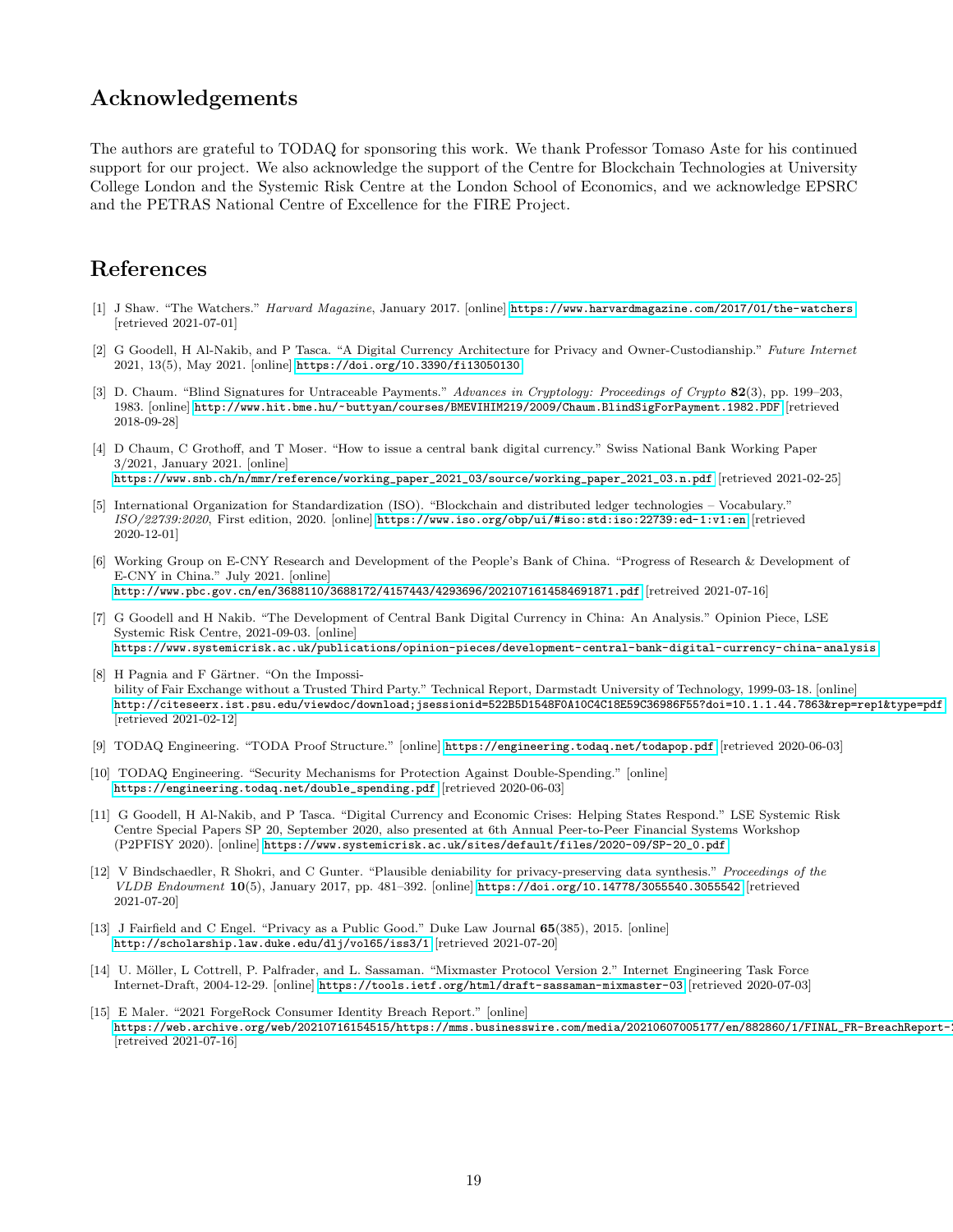## Acknowledgements

The authors are grateful to TODAQ for sponsoring this work. We thank Professor Tomaso Aste for his continued support for our project. We also acknowledge the support of the Centre for Blockchain Technologies at University College London and the Systemic Risk Centre at the London School of Economics, and we acknowledge EPSRC and the PETRAS National Centre of Excellence for the FIRE Project.

## References

[1] J Shaw. "The Watchers." *Harvard Magazine*, January 2017. [online] https://www.harvardmagazine.com/2017/01/the-watchers [retrieved 2021-07-01]

[2] G Goodell, H Al-Nakib, and P Tasca. "A Digital Currency Architecture for Privacy and Owner-Custodianship." *Future Internet* 2021, 13(5), May 2021. [online] https://doi.org/10.3390/fi13050130

[3] D. Chaum. "Blind Signatures for Untraceable Payments." *Advances in Cryptology: Proceedings of Crypto* **82**(3), pp. 199–203, 1983. [online] http://www.hit.bme.hu/~buttyan/courses/BMEVIHIM219/2009/Chaum.BlindSigForPayment.1982.PDF [retrieved 2018-09-28]

[4] D Chaum, C Grothoff, and T Moser. "How to issue a central bank digital currency." Swiss National Bank Working Paper 3/2021, January 2021. [online] https://www.snb.ch/n/mmr/reference/working_paper_2021_03/source/working_paper_2021_03.n.pdf [retrieved 2021-02-25]

[5] International Organization for Standardization (ISO). "Blockchain and distributed ledger technologies – Vocabulary." *ISO/22739:2020*, First edition, 2020. [online] https://www.iso.org/obp/ui/#iso:std:iso:22739:ed-1:v1:en [retrieved 2020-12-01]

[6] Working Group on E-CNY Research and Development of the People's Bank of China. "Progress of Research & Development of E-CNY in China." July 2021. [online] http://www.pbc.gov.cn/en/3688110/3688172/4157443/4293696/2021071614584691871.pdf [retreived 2021-07-16]

[7] G Goodell and H Nakib. "The Development of Central Bank Digital Currency in China: An Analysis." Opinion Piece, LSE Systemic Risk Centre, 2021-09-03. [online] https://www.systemicrisk.ac.uk/publications/opinion-pieces/development-central-bank-digital-currency-china-analysis

[8] H Pagnia and F Gärtner. "On the Impossibility of Fair Exchange without a Trusted Third Party." Technical Report, Darmstadt University of Technology, 1999-03-18. [online] http://citeseerx.ist.psu.edu/viewdoc/download;jsessionid=522B5D1548F0A10C4C18E59C36986F55?doi=10.1.1.44.7863&rep=rep1&type=pdf [retrieved 2021-02-12]

[9] TODAQ Engineering. "TODA Proof Structure." [online] https://engineering.todaq.net/todapop.pdf [retrieved 2020-06-03]

[10] TODAQ Engineering. "Security Mechanisms for Protection Against Double-Spending." [online] https://engineering.todaq.net/double_spending.pdf [retrieved 2020-06-03]

[11] G Goodell, H Al-Nakib, and P Tasca. "Digital Currency and Economic Crises: Helping States Respond." LSE Systemic Risk Centre Special Papers SP 20, September 2020, also presented at 6th Annual Peer-to-Peer Financial Systems Workshop (P2PFISY 2020). [online] https://www.systemicrisk.ac.uk/sites/default/files/2020-09/SP-20_0.pdf

[12] V Bindschaedler, R Shokri, and C Gunter. "Plausible deniability for privacy-preserving data synthesis." *Proceedings of the VLDB Endowment* **10**(5), January 2017, pp. 481–392. [online] https://doi.org/10.14778/3055540.3055542 [retrieved 2021-07-20]

[13] J Fairfield and C Engel. "Privacy as a Public Good." Duke Law Journal **65**(385), 2015. [online] http://scholarship.law.duke.edu/dlj/vol65/iss3/1 [retrieved 2021-07-20]

[14] U. Möller, L Cottrell, P. Palfrader, and L. Sassaman. "Mixmaster Protocol Version 2." Internet Engineering Task Force Internet-Draft, 2004-12-29. [online] https://tools.ietf.org/html/draft-sassaman-mixmaster-03 [retrieved 2020-07-03]

[15] E Maler. "2021 ForgeRock Consumer Identity Breach Report." [online] https://web.archive.org/web/20210716154515/https://mms.businesswire.com/media/20210607005177/en/882860/1/FINAL_FR-BreachReport-[retreived 2021-07-16]